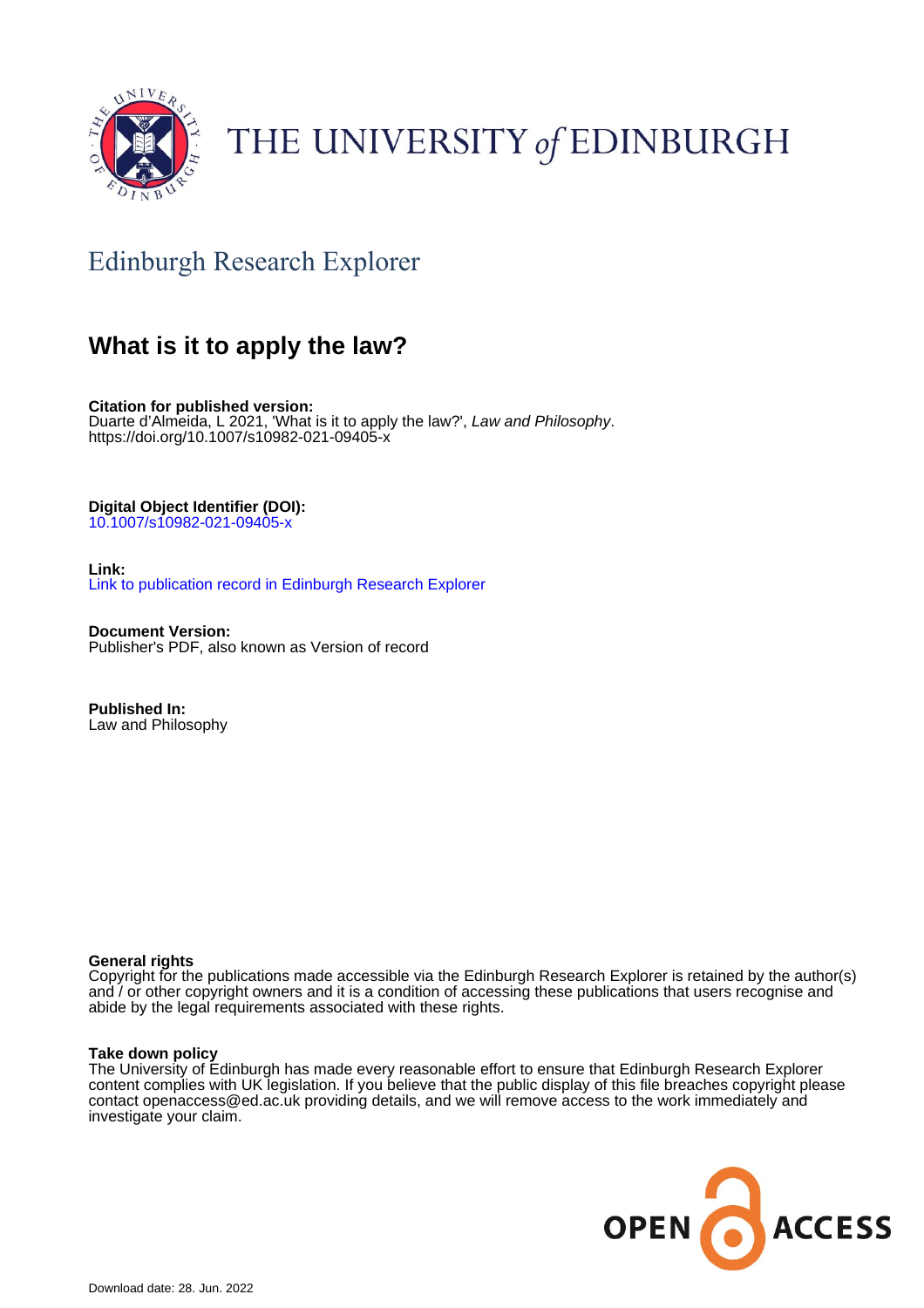THE UNIVERSITY of EDINBURGH

## Edinburgh Research Explorer

# What is it to apply the law?

**Citation for published version:**
Duarte d'Almeida, L 2021, 'What is it to apply the law?', *Law and Philosophy*. https://doi.org/10.1007/s10982-021-09405-x

**Digital Object Identifier (DOI):**
10.1007/s10982-021-09405-x

**Link:**
Link to publication record in Edinburgh Research Explorer

**Document Version:**
Publisher's PDF, also known as Version of record

**Published In:**
Law and Philosophy

**General rights**
Copyright for the publications made accessible via the Edinburgh Research Explorer is retained by the author(s) and / or other copyright owners and it is a condition of accessing these publications that users recognise and abide by the legal requirements associated with these rights.

**Take down policy**
The University of Edinburgh has made every reasonable effort to ensure that Edinburgh Research Explorer content complies with UK legislation. If you believe that the public display of this file breaches copyright please contact openaccess@ed.ac.uk providing details, and we will remove access to the work immediately and investigate your claim.

OPEN ACCESS

Download date: 28. Jun. 2022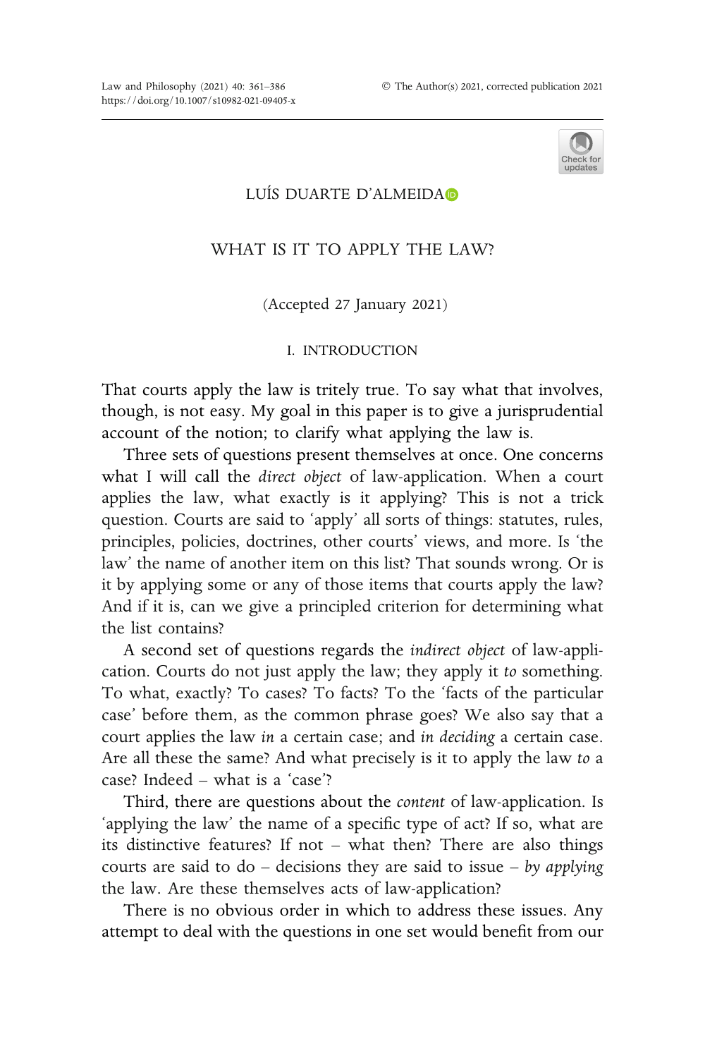LUÍS DUARTE D'ALMEIDA

# WHAT IS IT TO APPLY THE LAW?

(Accepted 27 January 2021)

## I. INTRODUCTION

That courts apply the law is tritely true. To say what that involves, though, is not easy. My goal in this paper is to give a jurisprudential account of the notion; to clarify what applying the law is.

Three sets of questions present themselves at once. One concerns what I will call the *direct object* of law-application. When a court applies the law, what exactly is it applying? This is not a trick question. Courts are said to 'apply' all sorts of things: statutes, rules, principles, policies, doctrines, other courts' views, and more. Is 'the law' the name of another item on this list? That sounds wrong. Or is it by applying some or any of those items that courts apply the law? And if it is, can we give a principled criterion for determining what the list contains?

A second set of questions regards the *indirect object* of law-application. Courts do not just apply the law; they apply it *to* something. To what, exactly? To cases? To facts? To the 'facts of the particular case' before them, as the common phrase goes? We also say that a court applies the law *in* a certain case; and *in deciding* a certain case. Are all these the same? And what precisely is it to apply the law *to* a case? Indeed – what is a 'case'?

Third, there are questions about the *content* of law-application. Is 'applying the law' the name of a specific type of act? If so, what are its distinctive features? If not – what then? There are also things courts are said to do – decisions they are said to issue – *by applying* the law. Are these themselves acts of law-application?

There is no obvious order in which to address these issues. Any attempt to deal with the questions in one set would benefit from our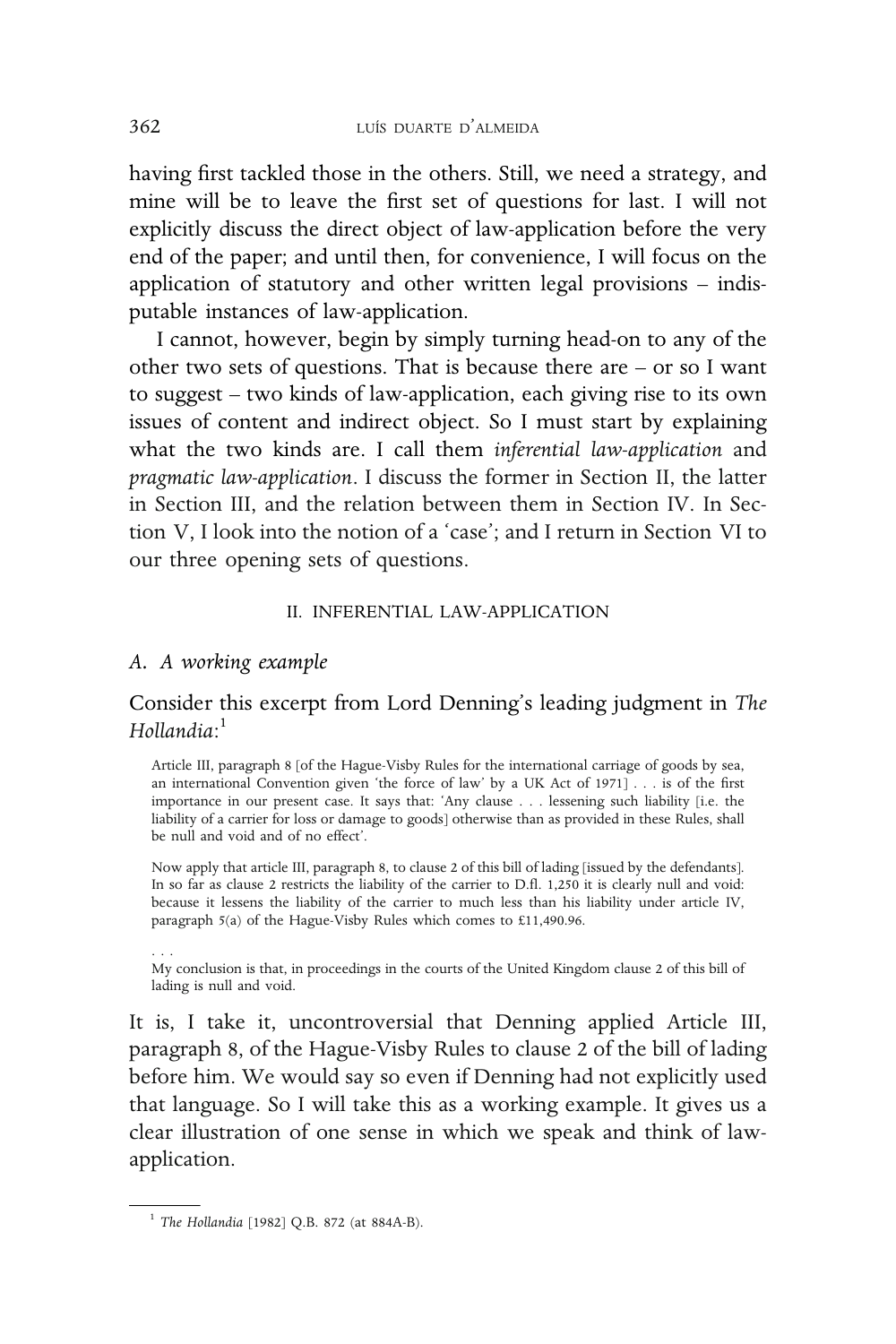having first tackled those in the others. Still, we need a strategy, and mine will be to leave the first set of questions for last. I will not explicitly discuss the direct object of law-application before the very end of the paper; and until then, for convenience, I will focus on the application of statutory and other written legal provisions – indisputable instances of law-application.

I cannot, however, begin by simply turning head-on to any of the other two sets of questions. That is because there are – or so I want to suggest – two kinds of law-application, each giving rise to its own issues of content and indirect object. So I must start by explaining what the two kinds are. I call them *inferential law-application* and *pragmatic law-application*. I discuss the former in Section II, the latter in Section III, and the relation between them in Section IV. In Section V, I look into the notion of a 'case'; and I return in Section VI to our three opening sets of questions.

## II. INFERENTIAL LAW-APPLICATION

### *A. A working example*

Consider this excerpt from Lord Denning's leading judgment in *The Hollandia*:[1]

> Article III, paragraph 8 [of the Hague-Visby Rules for the international carriage of goods by sea, an international Convention given 'the force of law' by a UK Act of 1971] . . . is of the first importance in our present case. It says that: 'Any clause . . . lessening such liability [i.e. the liability of a carrier for loss or damage to goods] otherwise than as provided in these Rules, shall be null and void and of no effect'.
>
> Now apply that article III, paragraph 8, to clause 2 of this bill of lading [issued by the defendants]. In so far as clause 2 restricts the liability of the carrier to D.fl. 1,250 it is clearly null and void: because it lessens the liability of the carrier to much less than his liability under article IV, paragraph 5(a) of the Hague-Visby Rules which comes to £11,490.96.
>
> . . .
>
> My conclusion is that, in proceedings in the courts of the United Kingdom clause 2 of this bill of lading is null and void.

It is, I take it, uncontroversial that Denning applied Article III, paragraph 8, of the Hague-Visby Rules to clause 2 of the bill of lading before him. We would say so even if Denning had not explicitly used that language. So I will take this as a working example. It gives us a clear illustration of one sense in which we speak and think of law-application.

[1] *The Hollandia* [1982] Q.B. 872 (at 884A-B).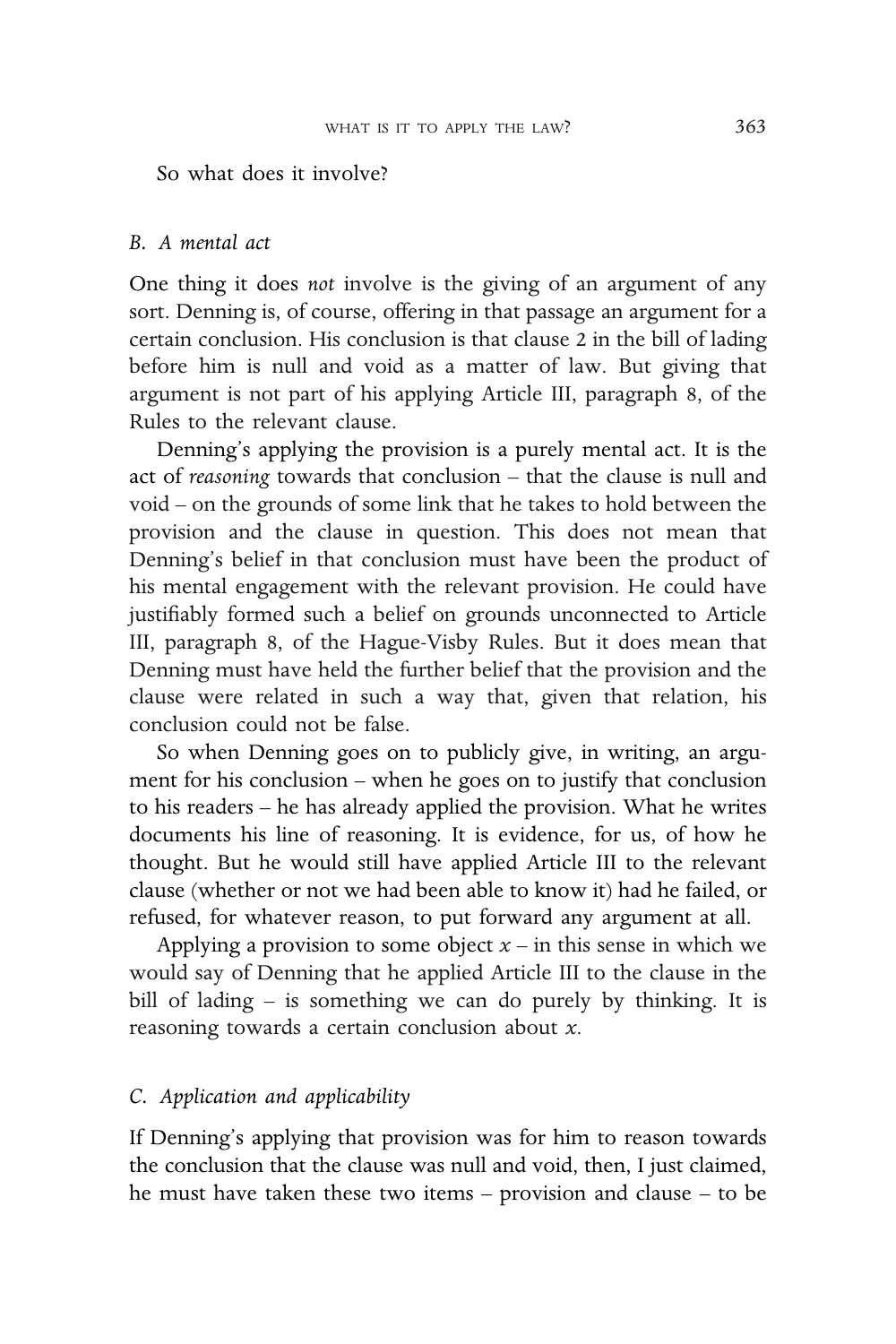So what does it involve?

### B. *A mental act*

One thing it does *not* involve is the giving of an argument of any sort. Denning is, of course, offering in that passage an argument for a certain conclusion. His conclusion is that clause 2 in the bill of lading before him is null and void as a matter of law. But giving that argument is not part of his applying Article III, paragraph 8, of the Rules to the relevant clause.

Denning's applying the provision is a purely mental act. It is the act of *reasoning* towards that conclusion – that the clause is null and void – on the grounds of some link that he takes to hold between the provision and the clause in question. This does not mean that Denning's belief in that conclusion must have been the product of his mental engagement with the relevant provision. He could have justifiably formed such a belief on grounds unconnected to Article III, paragraph 8, of the Hague-Visby Rules. But it does mean that Denning must have held the further belief that the provision and the clause were related in such a way that, given that relation, his conclusion could not be false.

So when Denning goes on to publicly give, in writing, an argument for his conclusion – when he goes on to justify that conclusion to his readers – he has already applied the provision. What he writes documents his line of reasoning. It is evidence, for us, of how he thought. But he would still have applied Article III to the relevant clause (whether or not we had been able to know it) had he failed, or refused, for whatever reason, to put forward any argument at all.

Applying a provision to some object $x$ – in this sense in which we would say of Denning that he applied Article III to the clause in the bill of lading – is something we can do purely by thinking. It is reasoning towards a certain conclusion about $x$.

### C. *Application and applicability*

If Denning's applying that provision was for him to reason towards the conclusion that the clause was null and void, then, I just claimed, he must have taken these two items – provision and clause – to be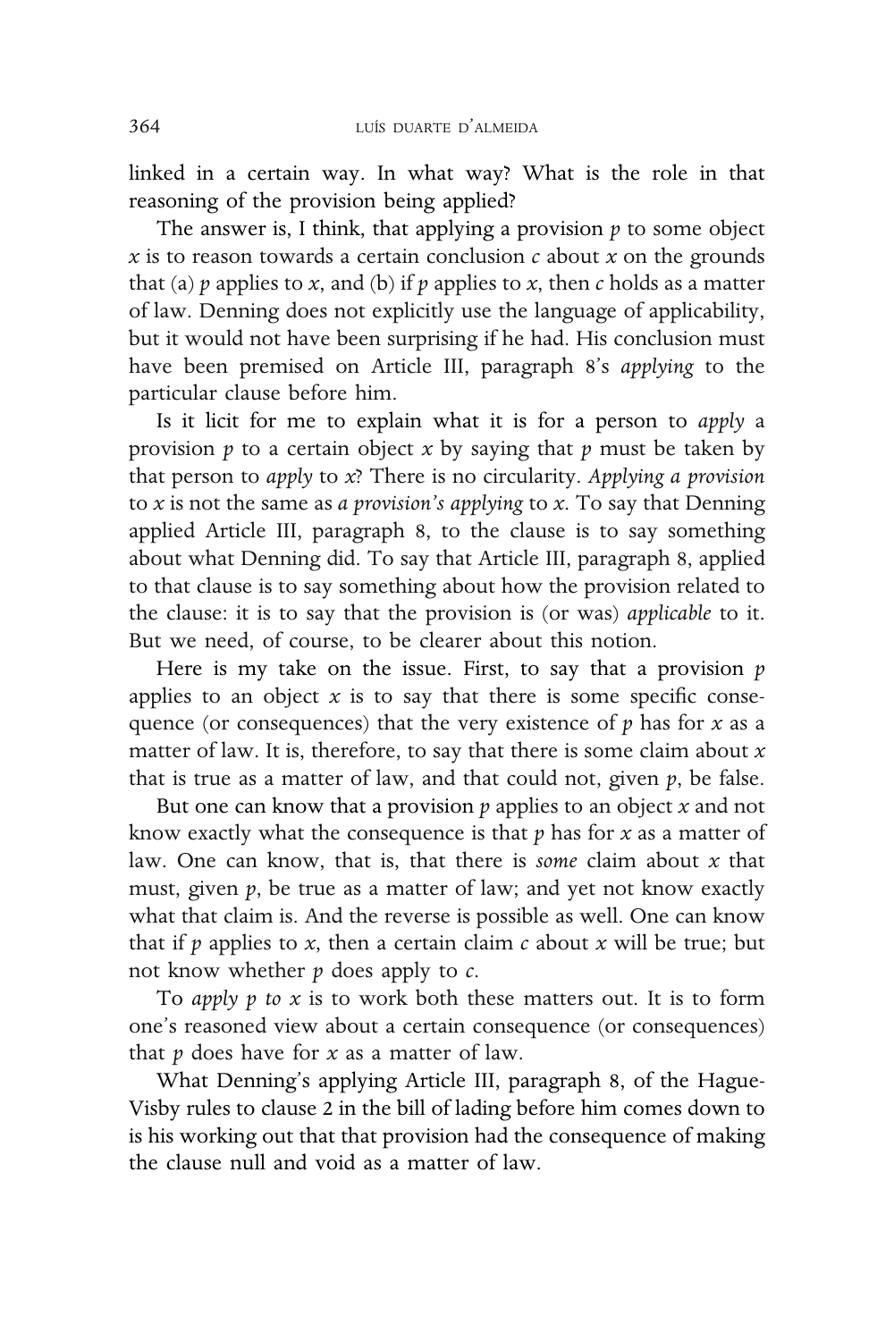linked in a certain way. In what way? What is the role in that reasoning of the provision being applied?

The answer is, I think, that applying a provision $p$ to some object $x$ is to reason towards a certain conclusion $c$ about $x$ on the grounds that (a) $p$ applies to $x$, and (b) if $p$ applies to $x$, then $c$ holds as a matter of law. Denning does not explicitly use the language of applicability, but it would not have been surprising if he had. His conclusion must have been premised on Article III, paragraph 8's *applying* to the particular clause before him.

Is it licit for me to explain what it is for a person to *apply* a provision $p$ to a certain object $x$ by saying that $p$ must be taken by that person to *apply* to $x$? There is no circularity. *Applying a provision* to $x$ is not the same as *a provision's applying* to $x$. To say that Denning applied Article III, paragraph 8, to the clause is to say something about what Denning did. To say that Article III, paragraph 8, applied to that clause is to say something about how the provision related to the clause: it is to say that the provision is (or was) *applicable* to it. But we need, of course, to be clearer about this notion.

Here is my take on the issue. First, to say that a provision $p$ applies to an object $x$ is to say that there is some specific consequence (or consequences) that the very existence of $p$ has for $x$ as a matter of law. It is, therefore, to say that there is some claim about $x$ that is true as a matter of law, and that could not, given $p$, be false.

But one can know that a provision $p$ applies to an object $x$ and not know exactly what the consequence is that $p$ has for $x$ as a matter of law. One can know, that is, that there is *some* claim about $x$ that must, given $p$, be true as a matter of law; and yet not know exactly what that claim is. And the reverse is possible as well. One can know that if $p$ applies to $x$, then a certain claim $c$ about $x$ will be true; but not know whether $p$ does apply to $c$.

To *apply $p$ to $x$* is to work both these matters out. It is to form one's reasoned view about a certain consequence (or consequences) that $p$ does have for $x$ as a matter of law.

What Denning's applying Article III, paragraph 8, of the Hague-Visby rules to clause 2 in the bill of lading before him comes down to is his working out that that provision had the consequence of making the clause null and void as a matter of law.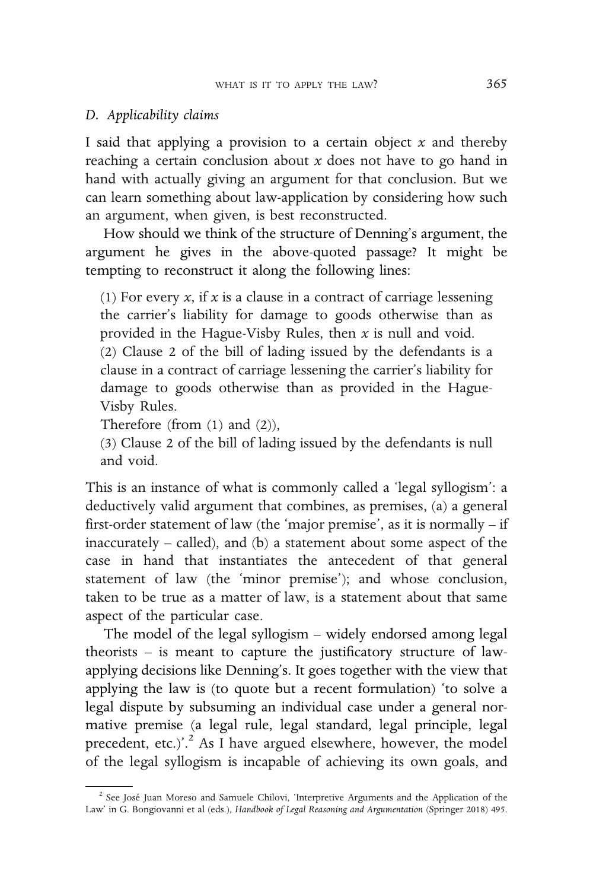### D. Applicability claims

I said that applying a provision to a certain object $x$ and thereby reaching a certain conclusion about $x$ does not have to go hand in hand with actually giving an argument for that conclusion. But we can learn something about law-application by considering how such an argument, when given, is best reconstructed.

How should we think of the structure of Denning's argument, the argument he gives in the above-quoted passage? It might be tempting to reconstruct it along the following lines:

> (1) For every $x$, if $x$ is a clause in a contract of carriage lessening the carrier's liability for damage to goods otherwise than as provided in the Hague-Visby Rules, then $x$ is null and void.
> (2) Clause 2 of the bill of lading issued by the defendants is a clause in a contract of carriage lessening the carrier's liability for damage to goods otherwise than as provided in the Hague-Visby Rules.
> Therefore (from (1) and (2)),
> (3) Clause 2 of the bill of lading issued by the defendants is null and void.

This is an instance of what is commonly called a 'legal syllogism': a deductively valid argument that combines, as premises, (a) a general first-order statement of law (the 'major premise', as it is normally – if inaccurately – called), and (b) a statement about some aspect of the case in hand that instantiates the antecedent of that general statement of law (the 'minor premise'); and whose conclusion, taken to be true as a matter of law, is a statement about that same aspect of the particular case.

The model of the legal syllogism – widely endorsed among legal theorists – is meant to capture the justificatory structure of law-applying decisions like Denning's. It goes together with the view that applying the law is (to quote but a recent formulation) 'to solve a legal dispute by subsuming an individual case under a general normative premise (a legal rule, legal standard, legal principle, legal precedent, etc.)'.[2] As I have argued elsewhere, however, the model of the legal syllogism is incapable of achieving its own goals, and

[2] See José Juan Moreso and Samuele Chilovi, 'Interpretive Arguments and the Application of the Law' in G. Bongiovanni et al (eds.), *Handbook of Legal Reasoning and Argumentation* (Springer 2018) 495.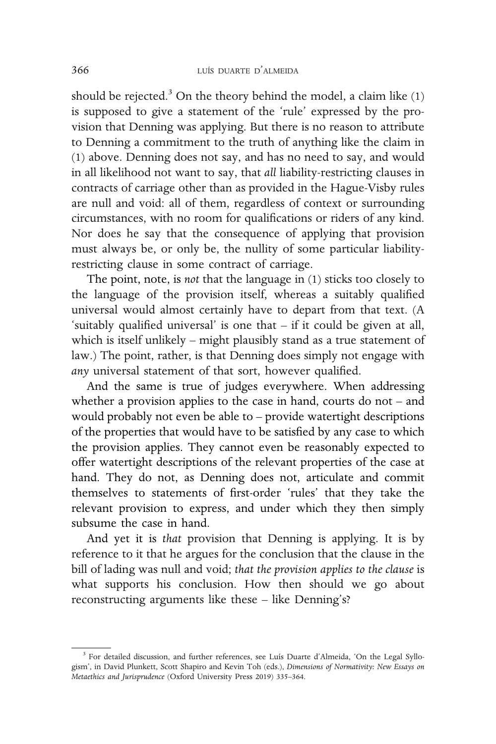should be rejected.[3] On the theory behind the model, a claim like (1) is supposed to give a statement of the 'rule' expressed by the provision that Denning was applying. But there is no reason to attribute to Denning a commitment to the truth of anything like the claim in (1) above. Denning does not say, and has no need to say, and would in all likelihood not want to say, that *all* liability-restricting clauses in contracts of carriage other than as provided in the Hague-Visby rules are null and void: all of them, regardless of context or surrounding circumstances, with no room for qualifications or riders of any kind. Nor does he say that the consequence of applying that provision must always be, or only be, the nullity of some particular liability-restricting clause in some contract of carriage.

The point, note, is *not* that the language in (1) sticks too closely to the language of the provision itself, whereas a suitably qualified universal would almost certainly have to depart from that text. (A 'suitably qualified universal' is one that – if it could be given at all, which is itself unlikely – might plausibly stand as a true statement of law.) The point, rather, is that Denning does simply not engage with *any* universal statement of that sort, however qualified.

And the same is true of judges everywhere. When addressing whether a provision applies to the case in hand, courts do not – and would probably not even be able to – provide watertight descriptions of the properties that would have to be satisfied by any case to which the provision applies. They cannot even be reasonably expected to offer watertight descriptions of the relevant properties of the case at hand. They do not, as Denning does not, articulate and commit themselves to statements of first-order 'rules' that they take the relevant provision to express, and under which they then simply subsume the case in hand.

And yet it is *that* provision that Denning is applying. It is by reference to it that he argues for the conclusion that the clause in the bill of lading was null and void; *that the provision applies to the clause* is what supports his conclusion. How then should we go about reconstructing arguments like these – like Denning's?

[3] For detailed discussion, and further references, see Luís Duarte d'Almeida, 'On the Legal Syllogism', in David Plunkett, Scott Shapiro and Kevin Toh (eds.), *Dimensions of Normativity: New Essays on Metaethics and Jurisprudence* (Oxford University Press 2019) 335–364.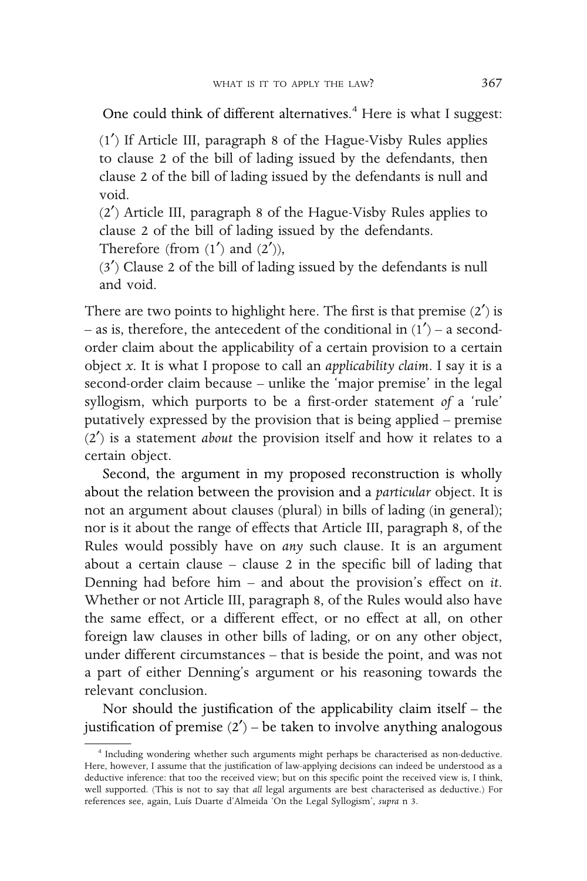One could think of different alternatives.[4] Here is what I suggest:

(1′) If Article III, paragraph 8 of the Hague-Visby Rules applies to clause 2 of the bill of lading issued by the defendants, then clause 2 of the bill of lading issued by the defendants is null and void.

(2′) Article III, paragraph 8 of the Hague-Visby Rules applies to clause 2 of the bill of lading issued by the defendants.

Therefore (from (1′) and (2′)),

(3′) Clause 2 of the bill of lading issued by the defendants is null and void.

There are two points to highlight here. The first is that premise (2′) is – as is, therefore, the antecedent of the conditional in (1′) – a second-order claim about the applicability of a certain provision to a certain object *x*. It is what I propose to call an *applicability claim*. I say it is a second-order claim because – unlike the 'major premise' in the legal syllogism, which purports to be a first-order statement *of* a 'rule' putatively expressed by the provision that is being applied – premise (2′) is a statement *about* the provision itself and how it relates to a certain object.

Second, the argument in my proposed reconstruction is wholly about the relation between the provision and a *particular* object. It is not an argument about clauses (plural) in bills of lading (in general); nor is it about the range of effects that Article III, paragraph 8, of the Rules would possibly have on *any* such clause. It is an argument about a certain clause – clause 2 in the specific bill of lading that Denning had before him – and about the provision's effect on *it*. Whether or not Article III, paragraph 8, of the Rules would also have the same effect, or a different effect, or no effect at all, on other foreign law clauses in other bills of lading, or on any other object, under different circumstances – that is beside the point, and was not a part of either Denning's argument or his reasoning towards the relevant conclusion.

Nor should the justification of the applicability claim itself – the justification of premise (2′) – be taken to involve anything analogous

[4] Including wondering whether such arguments might perhaps be characterised as non-deductive. Here, however, I assume that the justification of law-applying decisions can indeed be understood as a deductive inference: that too the received view; but on this specific point the received view is, I think, well supported. (This is not to say that *all* legal arguments are best characterised as deductive.) For references see, again, Luís Duarte d'Almeida 'On the Legal Syllogism', *supra* n 3.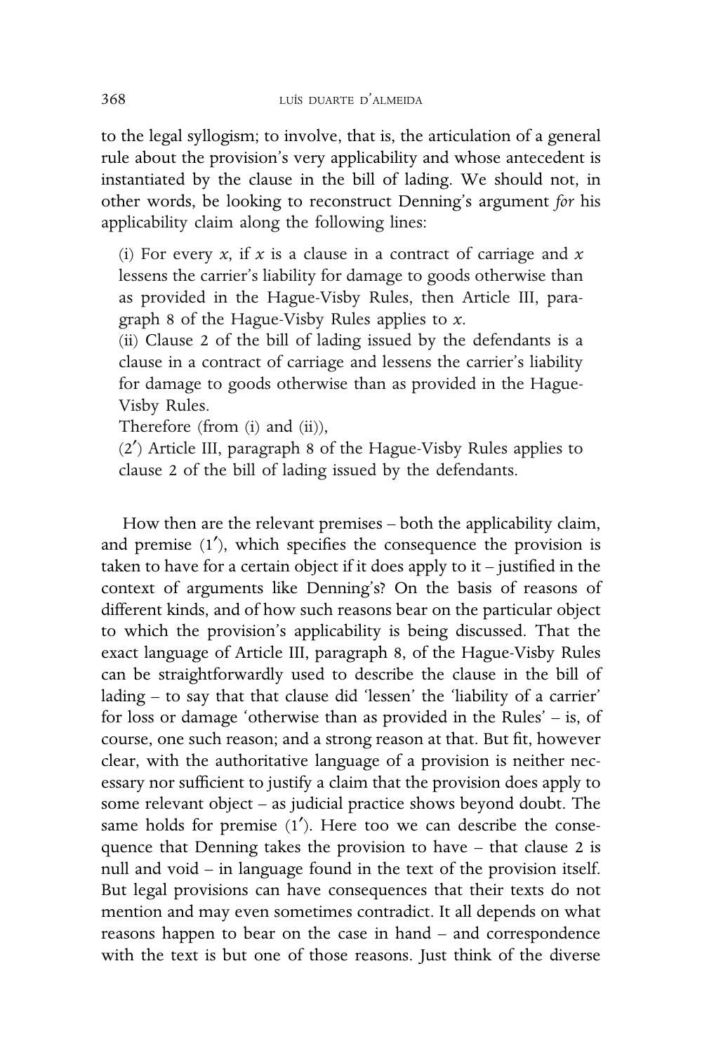to the legal syllogism; to involve, that is, the articulation of a general rule about the provision's very applicability and whose antecedent is instantiated by the clause in the bill of lading. We should not, in other words, be looking to reconstruct Denning's argument *for* his applicability claim along the following lines:

> (i) For every $x$, if $x$ is a clause in a contract of carriage and $x$ lessens the carrier's liability for damage to goods otherwise than as provided in the Hague-Visby Rules, then Article III, paragraph 8 of the Hague-Visby Rules applies to $x$.
> (ii) Clause 2 of the bill of lading issued by the defendants is a clause in a contract of carriage and lessens the carrier's liability for damage to goods otherwise than as provided in the Hague-Visby Rules.
> Therefore (from (i) and (ii)),
> (2′) Article III, paragraph 8 of the Hague-Visby Rules applies to clause 2 of the bill of lading issued by the defendants.

How then are the relevant premises – both the applicability claim, and premise (1′), which specifies the consequence the provision is taken to have for a certain object if it does apply to it – justified in the context of arguments like Denning's? On the basis of reasons of different kinds, and of how such reasons bear on the particular object to which the provision's applicability is being discussed. That the exact language of Article III, paragraph 8, of the Hague-Visby Rules can be straightforwardly used to describe the clause in the bill of lading – to say that that clause did 'lessen' the 'liability of a carrier' for loss or damage 'otherwise than as provided in the Rules' – is, of course, one such reason; and a strong reason at that. But fit, however clear, with the authoritative language of a provision is neither necessary nor sufficient to justify a claim that the provision does apply to some relevant object – as judicial practice shows beyond doubt. The same holds for premise (1′). Here too we can describe the consequence that Denning takes the provision to have – that clause 2 is null and void – in language found in the text of the provision itself. But legal provisions can have consequences that their texts do not mention and may even sometimes contradict. It all depends on what reasons happen to bear on the case in hand – and correspondence with the text is but one of those reasons. Just think of the diverse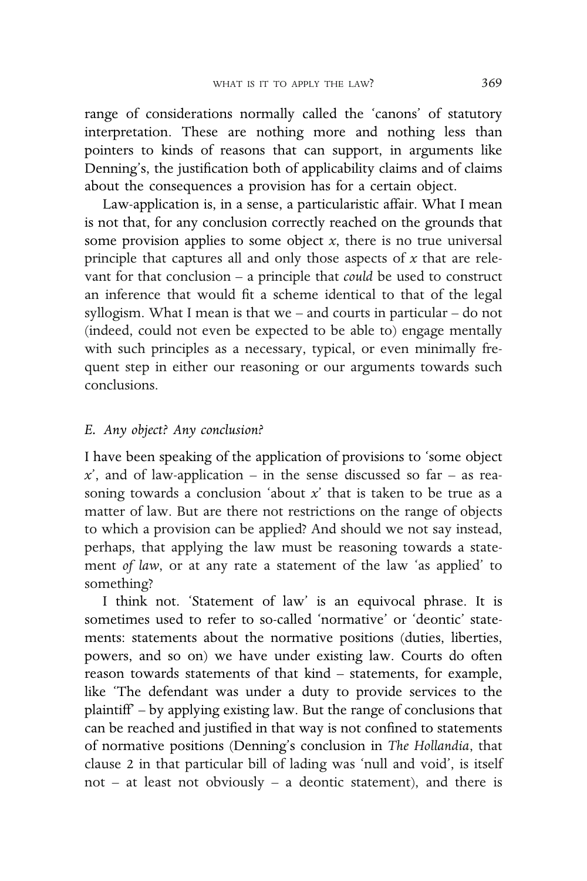range of considerations normally called the 'canons' of statutory interpretation. These are nothing more and nothing less than pointers to kinds of reasons that can support, in arguments like Denning's, the justification both of applicability claims and of claims about the consequences a provision has for a certain object.

Law-application is, in a sense, a particularistic affair. What I mean is not that, for any conclusion correctly reached on the grounds that some provision applies to some object $x$, there is no true universal principle that captures all and only those aspects of $x$ that are relevant for that conclusion – a principle that *could* be used to construct an inference that would fit a scheme identical to that of the legal syllogism. What I mean is that we – and courts in particular – do not (indeed, could not even be expected to be able to) engage mentally with such principles as a necessary, typical, or even minimally frequent step in either our reasoning or our arguments towards such conclusions.

### *E. Any object? Any conclusion?*

I have been speaking of the application of provisions to 'some object $x$', and of law-application – in the sense discussed so far – as reasoning towards a conclusion 'about $x$' that is taken to be true as a matter of law. But are there not restrictions on the range of objects to which a provision can be applied? And should we not say instead, perhaps, that applying the law must be reasoning towards a statement *of law*, or at any rate a statement of the law 'as applied' to something?

I think not. 'Statement of law' is an equivocal phrase. It is sometimes used to refer to so-called 'normative' or 'deontic' statements: statements about the normative positions (duties, liberties, powers, and so on) we have under existing law. Courts do often reason towards statements of that kind – statements, for example, like 'The defendant was under a duty to provide services to the plaintiff' – by applying existing law. But the range of conclusions that can be reached and justified in that way is not confined to statements of normative positions (Denning's conclusion in *The Hollandia*, that clause 2 in that particular bill of lading was 'null and void', is itself not – at least not obviously – a deontic statement), and there is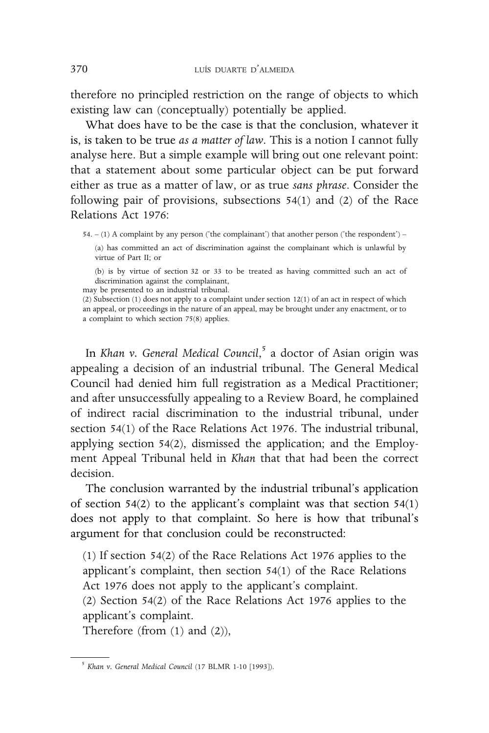therefore no principled restriction on the range of objects to which existing law can (conceptually) potentially be applied.

What does have to be the case is that the conclusion, whatever it is, is taken to be true *as a matter of law*. This is a notion I cannot fully analyse here. But a simple example will bring out one relevant point: that a statement about some particular object can be put forward either as true as a matter of law, or as true *sans phrase*. Consider the following pair of provisions, subsections 54(1) and (2) of the Race Relations Act 1976:

> 54. – (1) A complaint by any person ('the complainant') that another person ('the respondent') –
>
> (a) has committed an act of discrimination against the complainant which is unlawful by virtue of Part II; or
>
> (b) is by virtue of section 32 or 33 to be treated as having committed such an act of discrimination against the complainant,
>
> may be presented to an industrial tribunal.
>
> (2) Subsection (1) does not apply to a complaint under section 12(1) of an act in respect of which an appeal, or proceedings in the nature of an appeal, may be brought under any enactment, or to a complaint to which section 75(8) applies.

In *Khan v. General Medical Council*,[5] a doctor of Asian origin was appealing a decision of an industrial tribunal. The General Medical Council had denied him full registration as a Medical Practitioner; and after unsuccessfully appealing to a Review Board, he complained of indirect racial discrimination to the industrial tribunal, under section 54(1) of the Race Relations Act 1976. The industrial tribunal, applying section 54(2), dismissed the application; and the Employment Appeal Tribunal held in *Khan* that that had been the correct decision.

The conclusion warranted by the industrial tribunal's application of section 54(2) to the applicant's complaint was that section 54(1) does not apply to that complaint. So here is how that tribunal's argument for that conclusion could be reconstructed:

(1) If section 54(2) of the Race Relations Act 1976 applies to the applicant's complaint, then section 54(1) of the Race Relations Act 1976 does not apply to the applicant's complaint.

(2) Section 54(2) of the Race Relations Act 1976 applies to the applicant's complaint.

Therefore (from (1) and (2)),

---

[5] *Khan v. General Medical Council* (17 BLMR 1-10 [1993]).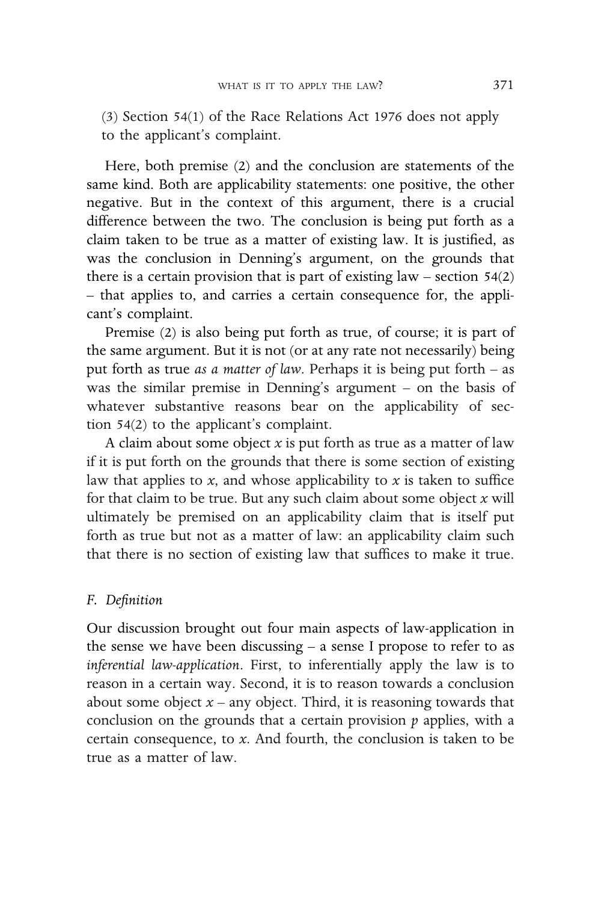(3) Section 54(1) of the Race Relations Act 1976 does not apply to the applicant's complaint.

Here, both premise (2) and the conclusion are statements of the same kind. Both are applicability statements: one positive, the other negative. But in the context of this argument, there is a crucial difference between the two. The conclusion is being put forth as a claim taken to be true as a matter of existing law. It is justified, as was the conclusion in Denning's argument, on the grounds that there is a certain provision that is part of existing law – section 54(2) – that applies to, and carries a certain consequence for, the applicant's complaint.

Premise (2) is also being put forth as true, of course; it is part of the same argument. But it is not (or at any rate not necessarily) being put forth as true *as a matter of law*. Perhaps it is being put forth – as was the similar premise in Denning's argument – on the basis of whatever substantive reasons bear on the applicability of section 54(2) to the applicant's complaint.

A claim about some object $x$ is put forth as true as a matter of law if it is put forth on the grounds that there is some section of existing law that applies to $x$, and whose applicability to $x$ is taken to suffice for that claim to be true. But any such claim about some object $x$ will ultimately be premised on an applicability claim that is itself put forth as true but not as a matter of law: an applicability claim such that there is no section of existing law that suffices to make it true.

### *F. Definition*

Our discussion brought out four main aspects of law-application in the sense we have been discussing – a sense I propose to refer to as *inferential law-application*. First, to inferentially apply the law is to reason in a certain way. Second, it is to reason towards a conclusion about some object $x$ – any object. Third, it is reasoning towards that conclusion on the grounds that a certain provision $p$ applies, with a certain consequence, to $x$. And fourth, the conclusion is taken to be true as a matter of law.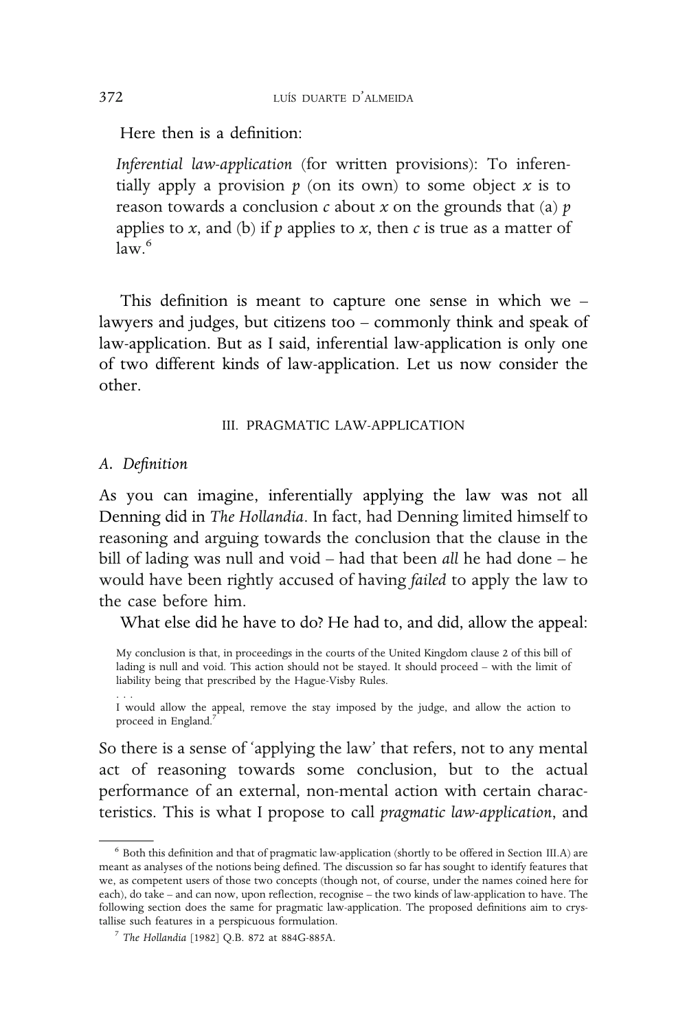Here then is a definition:

*Inferential law-application* (for written provisions): To inferentially apply a provision $p$ (on its own) to some object $x$ is to reason towards a conclusion $c$ about $x$ on the grounds that (a) $p$ applies to $x$, and (b) if $p$ applies to $x$, then $c$ is true as a matter of law.[6]

This definition is meant to capture one sense in which we – lawyers and judges, but citizens too – commonly think and speak of law-application. But as I said, inferential law-application is only one of two different kinds of law-application. Let us now consider the other.

## III. PRAGMATIC LAW-APPLICATION

### A. *Definition*

As you can imagine, inferentially applying the law was not all Denning did in *The Hollandia*. In fact, had Denning limited himself to reasoning and arguing towards the conclusion that the clause in the bill of lading was null and void – had that been *all* he had done – he would have been rightly accused of having *failed* to apply the law to the case before him.

What else did he have to do? He had to, and did, allow the appeal:

> My conclusion is that, in proceedings in the courts of the United Kingdom clause 2 of this bill of lading is null and void. This action should not be stayed. It should proceed – with the limit of liability being that prescribed by the Hague-Visby Rules.
>
> . . .
>
> I would allow the appeal, remove the stay imposed by the judge, and allow the action to proceed in England.[7]

So there is a sense of 'applying the law' that refers, not to any mental act of reasoning towards some conclusion, but to the actual performance of an external, non-mental action with certain characteristics. This is what I propose to call *pragmatic law-application*, and

[6] Both this definition and that of pragmatic law-application (shortly to be offered in Section III.A) are meant as analyses of the notions being defined. The discussion so far has sought to identify features that we, as competent users of those two concepts (though not, of course, under the names coined here for each), do take – and can now, upon reflection, recognise – the two kinds of law-application to have. The following section does the same for pragmatic law-application. The proposed definitions aim to crystallise such features in a perspicuous formulation.

[7] *The Hollandia* [1982] Q.B. 872 at 884G-885A.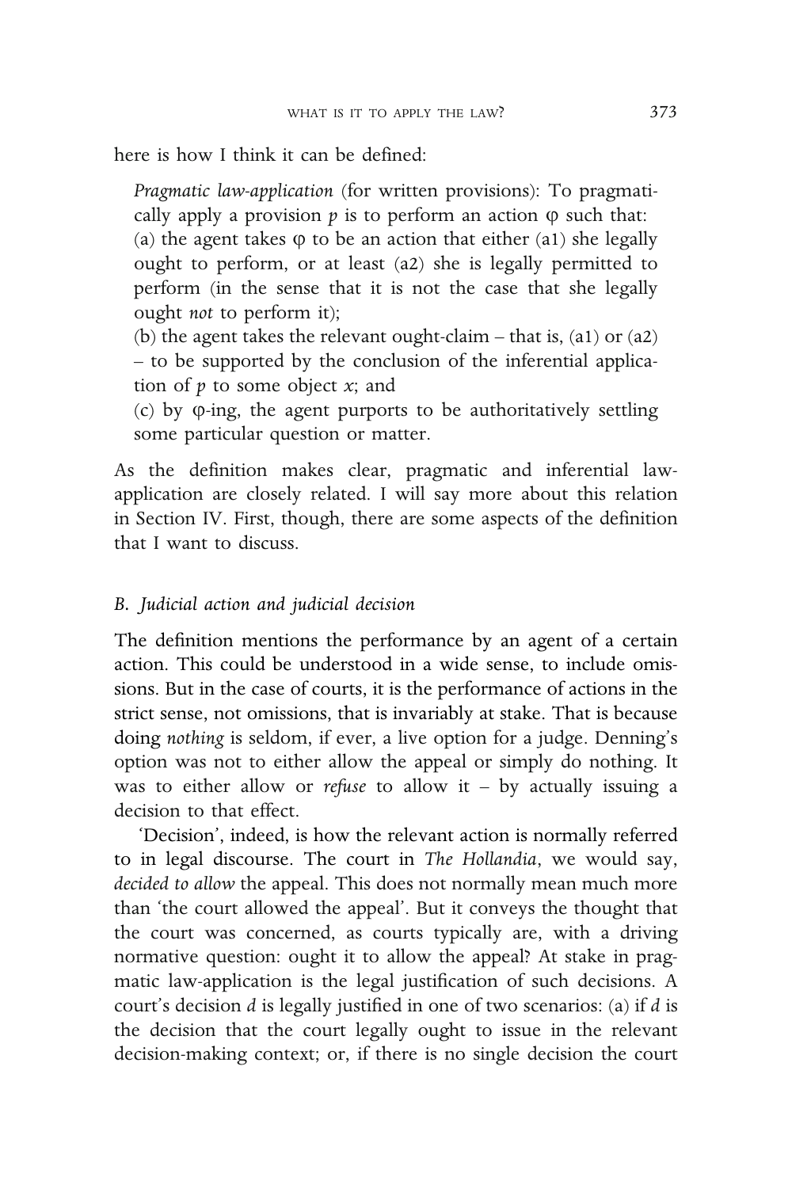here is how I think it can be defined:

> *Pragmatic law-application* (for written provisions): To pragmatically apply a provision $p$ is to perform an action $\varphi$ such that:
> (a) the agent takes $\varphi$ to be an action that either (a1) she legally ought to perform, or at least (a2) she is legally permitted to perform (in the sense that it is not the case that she legally ought *not* to perform it);
> (b) the agent takes the relevant ought-claim – that is, (a1) or (a2) – to be supported by the conclusion of the inferential application of $p$ to some object $x$; and
> (c) by $\varphi$-ing, the agent purports to be authoritatively settling some particular question or matter.

As the definition makes clear, pragmatic and inferential law-application are closely related. I will say more about this relation in Section IV. First, though, there are some aspects of the definition that I want to discuss.

### *B. Judicial action and judicial decision*

The definition mentions the performance by an agent of a certain action. This could be understood in a wide sense, to include omissions. But in the case of courts, it is the performance of actions in the strict sense, not omissions, that is invariably at stake. That is because doing *nothing* is seldom, if ever, a live option for a judge. Denning's option was not to either allow the appeal or simply do nothing. It was to either allow or *refuse* to allow it – by actually issuing a decision to that effect.

'Decision', indeed, is how the relevant action is normally referred to in legal discourse. The court in *The Hollandia*, we would say, *decided to allow* the appeal. This does not normally mean much more than 'the court allowed the appeal'. But it conveys the thought that the court was concerned, as courts typically are, with a driving normative question: ought it to allow the appeal? At stake in pragmatic law-application is the legal justification of such decisions. A court's decision $d$ is legally justified in one of two scenarios: (a) if $d$ is the decision that the court legally ought to issue in the relevant decision-making context; or, if there is no single decision the court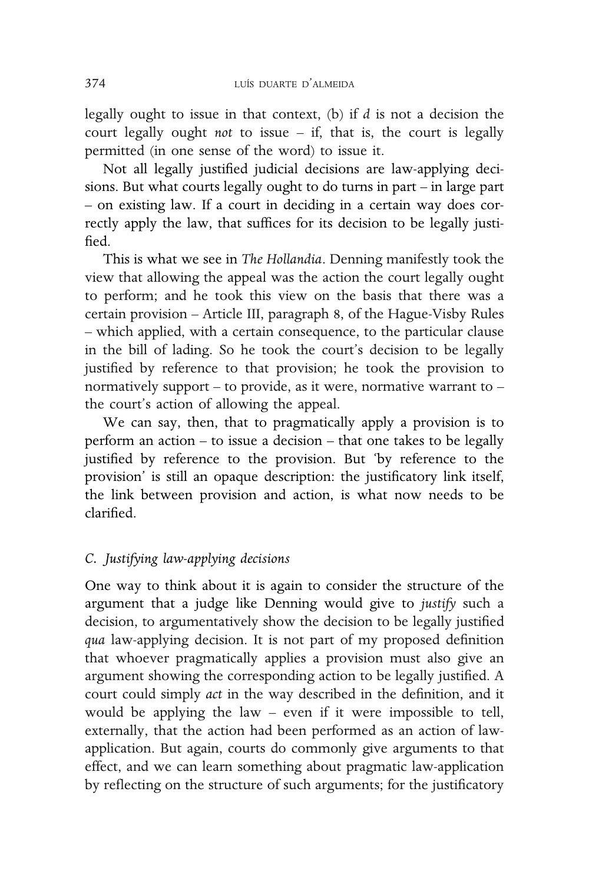legally ought to issue in that context, (b) if *d* is not a decision the court legally ought *not* to issue – if, that is, the court is legally permitted (in one sense of the word) to issue it.

Not all legally justified judicial decisions are law-applying decisions. But what courts legally ought to do turns in part – in large part – on existing law. If a court in deciding in a certain way does correctly apply the law, that suffices for its decision to be legally justified.

This is what we see in *The Hollandia*. Denning manifestly took the view that allowing the appeal was the action the court legally ought to perform; and he took this view on the basis that there was a certain provision – Article III, paragraph 8, of the Hague-Visby Rules – which applied, with a certain consequence, to the particular clause in the bill of lading. So he took the court's decision to be legally justified by reference to that provision; he took the provision to normatively support – to provide, as it were, normative warrant to – the court's action of allowing the appeal.

We can say, then, that to pragmatically apply a provision is to perform an action – to issue a decision – that one takes to be legally justified by reference to the provision. But 'by reference to the provision' is still an opaque description: the justificatory link itself, the link between provision and action, is what now needs to be clarified.

### *C. Justifying law-applying decisions*

One way to think about it is again to consider the structure of the argument that a judge like Denning would give to *justify* such a decision, to argumentatively show the decision to be legally justified *qua* law-applying decision. It is not part of my proposed definition that whoever pragmatically applies a provision must also give an argument showing the corresponding action to be legally justified. A court could simply *act* in the way described in the definition, and it would be applying the law – even if it were impossible to tell, externally, that the action had been performed as an action of law-application. But again, courts do commonly give arguments to that effect, and we can learn something about pragmatic law-application by reflecting on the structure of such arguments; for the justificatory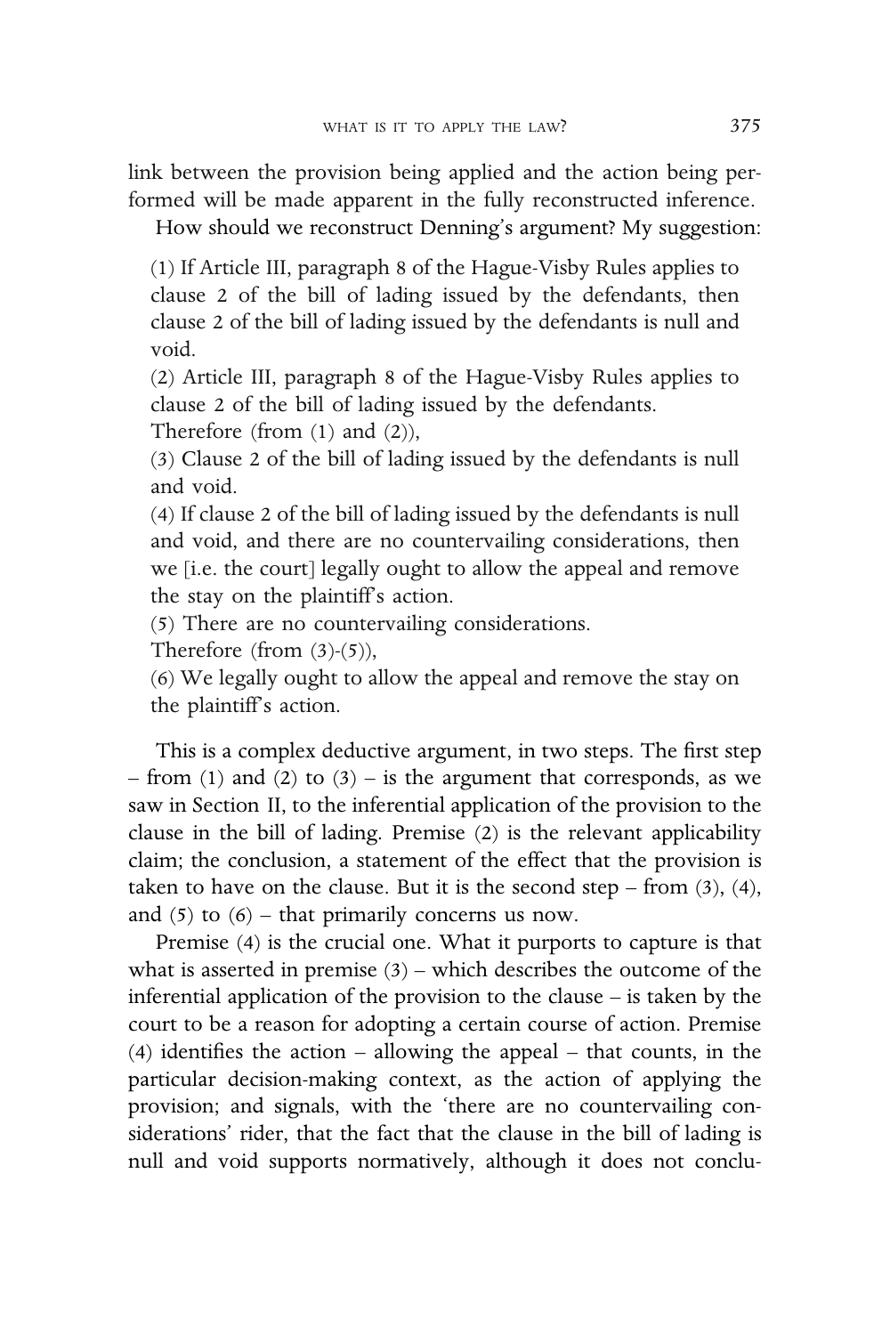link between the provision being applied and the action being performed will be made apparent in the fully reconstructed inference.

How should we reconstruct Denning's argument? My suggestion:

> (1) If Article III, paragraph 8 of the Hague-Visby Rules applies to clause 2 of the bill of lading issued by the defendants, then clause 2 of the bill of lading issued by the defendants is null and void.
>
> (2) Article III, paragraph 8 of the Hague-Visby Rules applies to clause 2 of the bill of lading issued by the defendants.
>
> Therefore (from (1) and (2)),
>
> (3) Clause 2 of the bill of lading issued by the defendants is null and void.
>
> (4) If clause 2 of the bill of lading issued by the defendants is null and void, and there are no countervailing considerations, then we [i.e. the court] legally ought to allow the appeal and remove the stay on the plaintiff's action.
>
> (5) There are no countervailing considerations.
>
> Therefore (from (3)-(5)),
>
> (6) We legally ought to allow the appeal and remove the stay on the plaintiff's action.

This is a complex deductive argument, in two steps. The first step – from (1) and (2) to (3) – is the argument that corresponds, as we saw in Section II, to the inferential application of the provision to the clause in the bill of lading. Premise (2) is the relevant applicability claim; the conclusion, a statement of the effect that the provision is taken to have on the clause. But it is the second step – from (3), (4), and (5) to (6) – that primarily concerns us now.

Premise (4) is the crucial one. What it purports to capture is that what is asserted in premise (3) – which describes the outcome of the inferential application of the provision to the clause – is taken by the court to be a reason for adopting a certain course of action. Premise (4) identifies the action – allowing the appeal – that counts, in the particular decision-making context, as the action of applying the provision; and signals, with the 'there are no countervailing considerations' rider, that the fact that the clause in the bill of lading is null and void supports normatively, although it does not conclu-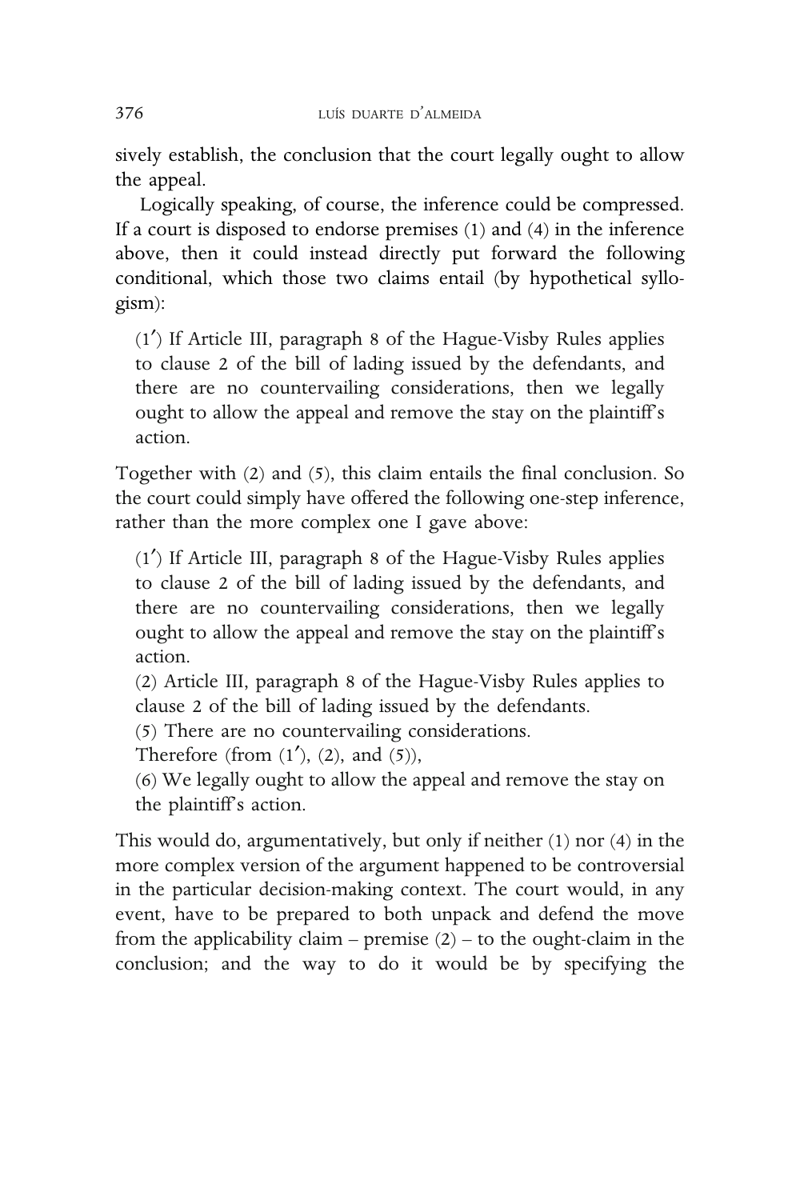sively establish, the conclusion that the court legally ought to allow the appeal.

Logically speaking, of course, the inference could be compressed. If a court is disposed to endorse premises (1) and (4) in the inference above, then it could instead directly put forward the following conditional, which those two claims entail (by hypothetical syllogism):

> (1′) If Article III, paragraph 8 of the Hague-Visby Rules applies to clause 2 of the bill of lading issued by the defendants, and there are no countervailing considerations, then we legally ought to allow the appeal and remove the stay on the plaintiff's action.

Together with (2) and (5), this claim entails the final conclusion. So the court could simply have offered the following one-step inference, rather than the more complex one I gave above:

> (1′) If Article III, paragraph 8 of the Hague-Visby Rules applies to clause 2 of the bill of lading issued by the defendants, and there are no countervailing considerations, then we legally ought to allow the appeal and remove the stay on the plaintiff's action.
> (2) Article III, paragraph 8 of the Hague-Visby Rules applies to clause 2 of the bill of lading issued by the defendants.
> (5) There are no countervailing considerations.
> Therefore (from (1′), (2), and (5)),
> (6) We legally ought to allow the appeal and remove the stay on the plaintiff's action.

This would do, argumentatively, but only if neither (1) nor (4) in the more complex version of the argument happened to be controversial in the particular decision-making context. The court would, in any event, have to be prepared to both unpack and defend the move from the applicability claim – premise (2) – to the ought-claim in the conclusion; and the way to do it would be by specifying the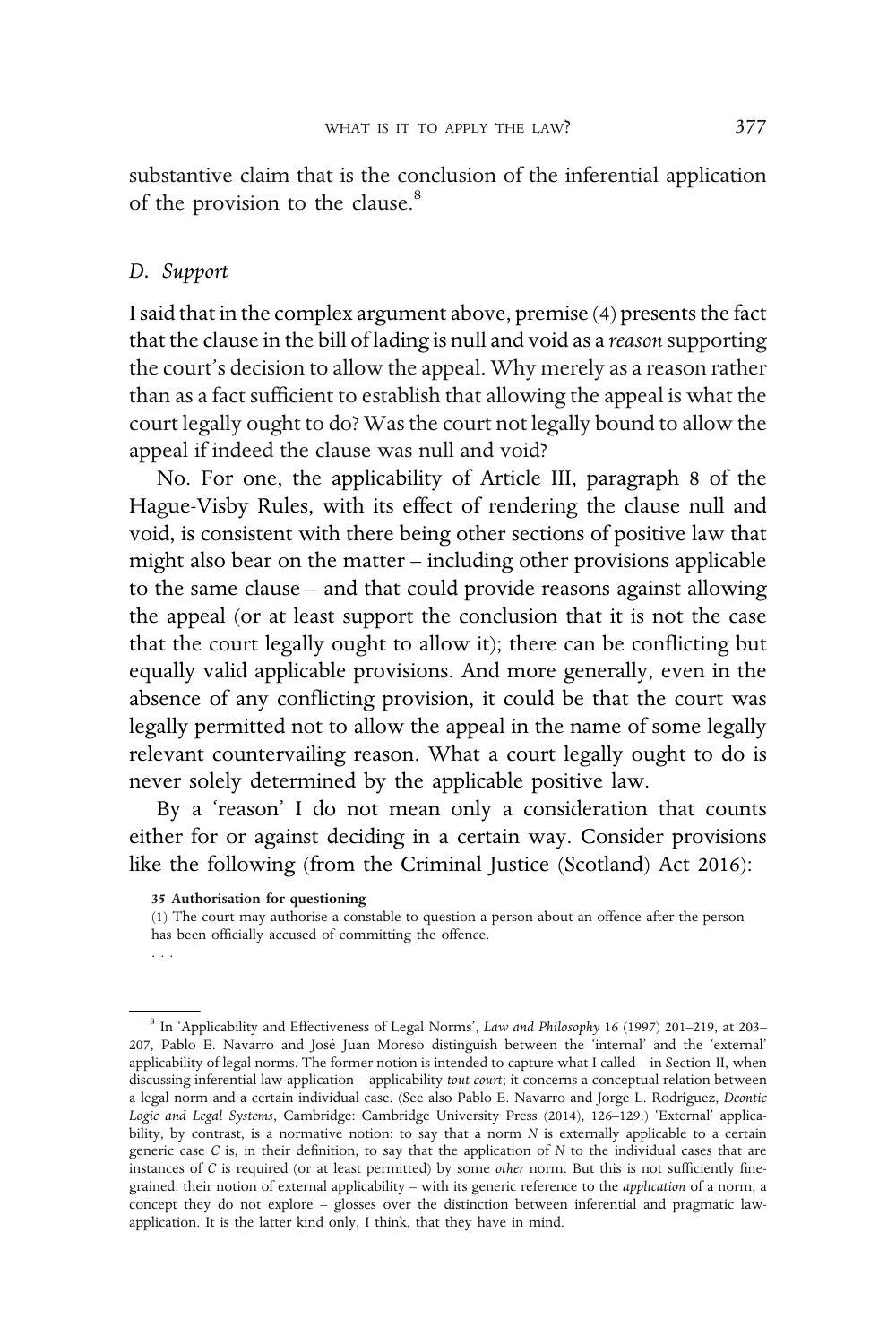substantive claim that is the conclusion of the inferential application of the provision to the clause.[8]

### D. Support

I said that in the complex argument above, premise (4) presents the fact that the clause in the bill of lading is null and void as a *reason* supporting the court's decision to allow the appeal. Why merely as a reason rather than as a fact sufficient to establish that allowing the appeal is what the court legally ought to do? Was the court not legally bound to allow the appeal if indeed the clause was null and void?

No. For one, the applicability of Article III, paragraph 8 of the Hague-Visby Rules, with its effect of rendering the clause null and void, is consistent with there being other sections of positive law that might also bear on the matter – including other provisions applicable to the same clause – and that could provide reasons against allowing the appeal (or at least support the conclusion that it is not the case that the court legally ought to allow it); there can be conflicting but equally valid applicable provisions. And more generally, even in the absence of any conflicting provision, it could be that the court was legally permitted not to allow the appeal in the name of some legally relevant countervailing reason. What a court legally ought to do is never solely determined by the applicable positive law.

By a 'reason' I do not mean only a consideration that counts either for or against deciding in a certain way. Consider provisions like the following (from the Criminal Justice (Scotland) Act 2016):

> **35 Authorisation for questioning**
>
> (1) The court may authorise a constable to question a person about an offence after the person has been officially accused of committing the offence.
>
> . . .

---

[8] In 'Applicability and Effectiveness of Legal Norms', *Law and Philosophy* 16 (1997) 201–219, at 203–207, Pablo E. Navarro and José Juan Moreso distinguish between the 'internal' and the 'external' applicability of legal norms. The former notion is intended to capture what I called – in Section II, when discussing inferential law-application – applicability *tout court*; it concerns a conceptual relation between a legal norm and a certain individual case. (See also Pablo E. Navarro and Jorge L. Rodríguez, *Deontic Logic and Legal Systems*, Cambridge: Cambridge University Press (2014), 126–129.) 'External' applicability, by contrast, is a normative notion: to say that a norm $N$ is externally applicable to a certain generic case $C$ is, in their definition, to say that the application of $N$ to the individual cases that are instances of $C$ is required (or at least permitted) by some *other* norm. But this is not sufficiently fine-grained: their notion of external applicability – with its generic reference to the *application* of a norm, a concept they do not explore – glosses over the distinction between inferential and pragmatic law-application. It is the latter kind only, I think, that they have in mind.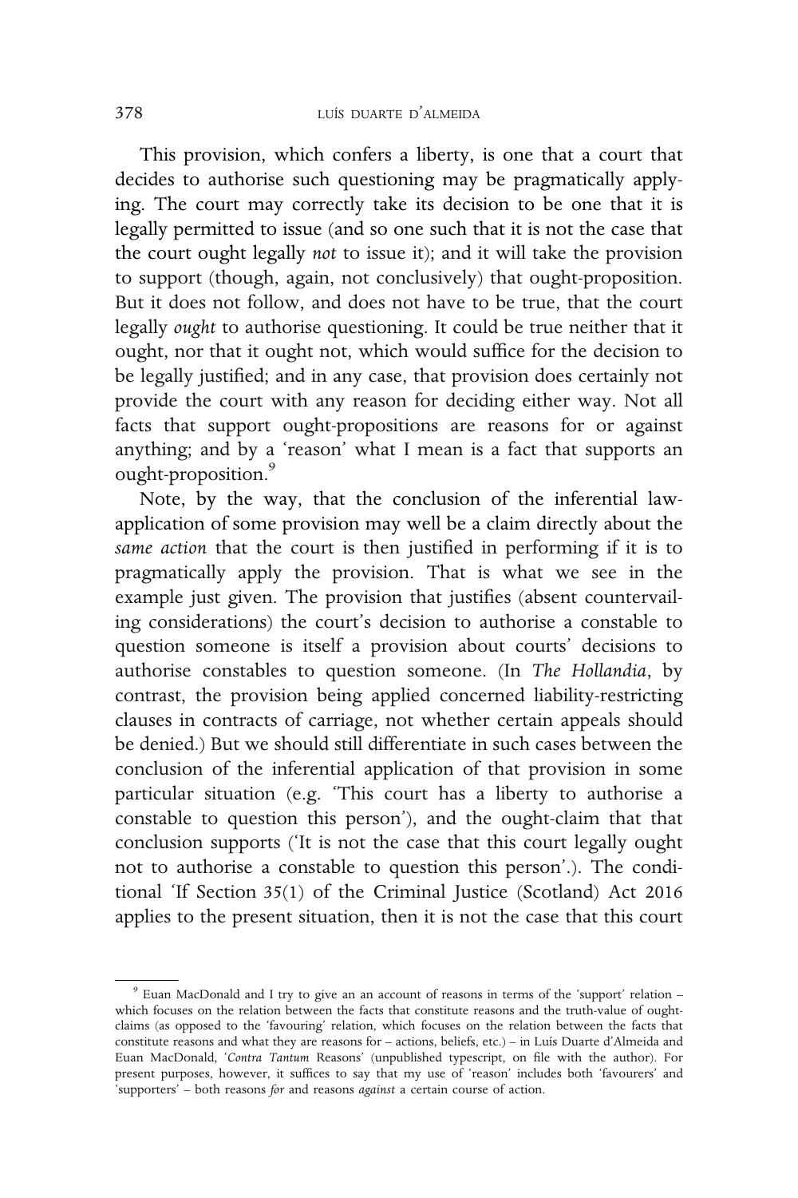This provision, which confers a liberty, is one that a court that decides to authorise such questioning may be pragmatically applying. The court may correctly take its decision to be one that it is legally permitted to issue (and so one such that it is not the case that the court ought legally *not* to issue it); and it will take the provision to support (though, again, not conclusively) that ought-proposition. But it does not follow, and does not have to be true, that the court legally *ought* to authorise questioning. It could be true neither that it ought, nor that it ought not, which would suffice for the decision to be legally justified; and in any case, that provision does certainly not provide the court with any reason for deciding either way. Not all facts that support ought-propositions are reasons for or against anything; and by a 'reason' what I mean is a fact that supports an ought-proposition.[9]

Note, by the way, that the conclusion of the inferential law-application of some provision may well be a claim directly about the *same action* that the court is then justified in performing if it is to pragmatically apply the provision. That is what we see in the example just given. The provision that justifies (absent countervailing considerations) the court's decision to authorise a constable to question someone is itself a provision about courts' decisions to authorise constables to question someone. (In *The Hollandia*, by contrast, the provision being applied concerned liability-restricting clauses in contracts of carriage, not whether certain appeals should be denied.) But we should still differentiate in such cases between the conclusion of the inferential application of that provision in some particular situation (e.g. 'This court has a liberty to authorise a constable to question this person'), and the ought-claim that that conclusion supports ('It is not the case that this court legally ought not to authorise a constable to question this person'.). The conditional 'If Section 35(1) of the Criminal Justice (Scotland) Act 2016 applies to the present situation, then it is not the case that this court

[9] Euan MacDonald and I try to give an an account of reasons in terms of the 'support' relation – which focuses on the relation between the facts that constitute reasons and the truth-value of ought-claims (as opposed to the 'favouring' relation, which focuses on the relation between the facts that constitute reasons and what they are reasons for – actions, beliefs, etc.) – in Luís Duarte d'Almeida and Euan MacDonald, '*Contra Tantum* Reasons' (unpublished typescript, on file with the author). For present purposes, however, it suffices to say that my use of 'reason' includes both 'favourers' and 'supporters' – both reasons *for* and reasons *against* a certain course of action.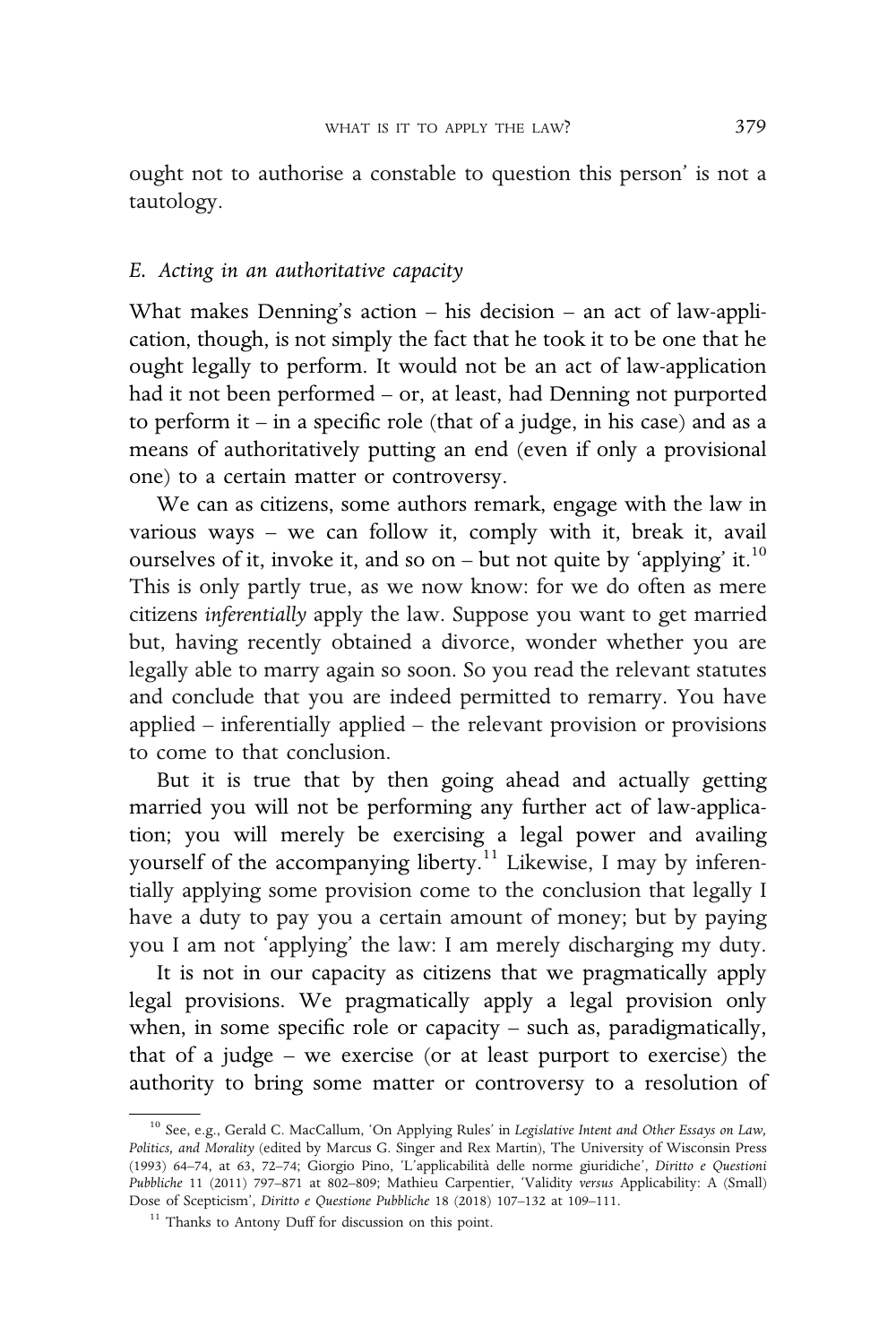ought not to authorise a constable to question this person' is not a tautology.

### E. *Acting in an authoritative capacity*

What makes Denning's action – his decision – an act of law-application, though, is not simply the fact that he took it to be one that he ought legally to perform. It would not be an act of law-application had it not been performed – or, at least, had Denning not purported to perform it – in a specific role (that of a judge, in his case) and as a means of authoritatively putting an end (even if only a provisional one) to a certain matter or controversy.

We can as citizens, some authors remark, engage with the law in various ways – we can follow it, comply with it, break it, avail ourselves of it, invoke it, and so on – but not quite by 'applying' it.[10] This is only partly true, as we now know: for we do often as mere citizens *inferentially* apply the law. Suppose you want to get married but, having recently obtained a divorce, wonder whether you are legally able to marry again so soon. So you read the relevant statutes and conclude that you are indeed permitted to remarry. You have applied – inferentially applied – the relevant provision or provisions to come to that conclusion.

But it is true that by then going ahead and actually getting married you will not be performing any further act of law-application; you will merely be exercising a legal power and availing yourself of the accompanying liberty.[11] Likewise, I may by inferentially applying some provision come to the conclusion that legally I have a duty to pay you a certain amount of money; but by paying you I am not 'applying' the law: I am merely discharging my duty.

It is not in our capacity as citizens that we pragmatically apply legal provisions. We pragmatically apply a legal provision only when, in some specific role or capacity – such as, paradigmatically, that of a judge – we exercise (or at least purport to exercise) the authority to bring some matter or controversy to a resolution of

---

[10] See, e.g., Gerald C. MacCallum, 'On Applying Rules' in *Legislative Intent and Other Essays on Law, Politics, and Morality* (edited by Marcus G. Singer and Rex Martin), The University of Wisconsin Press (1993) 64–74, at 63, 72–74; Giorgio Pino, 'L'applicabilità delle norme giuridiche', *Diritto e Questioni Pubbliche* 11 (2011) 797–871 at 802–809; Mathieu Carpentier, 'Validity *versus* Applicability: A (Small) Dose of Scepticism', *Diritto e Questione Pubbliche* 18 (2018) 107–132 at 109–111.

[11] Thanks to Antony Duff for discussion on this point.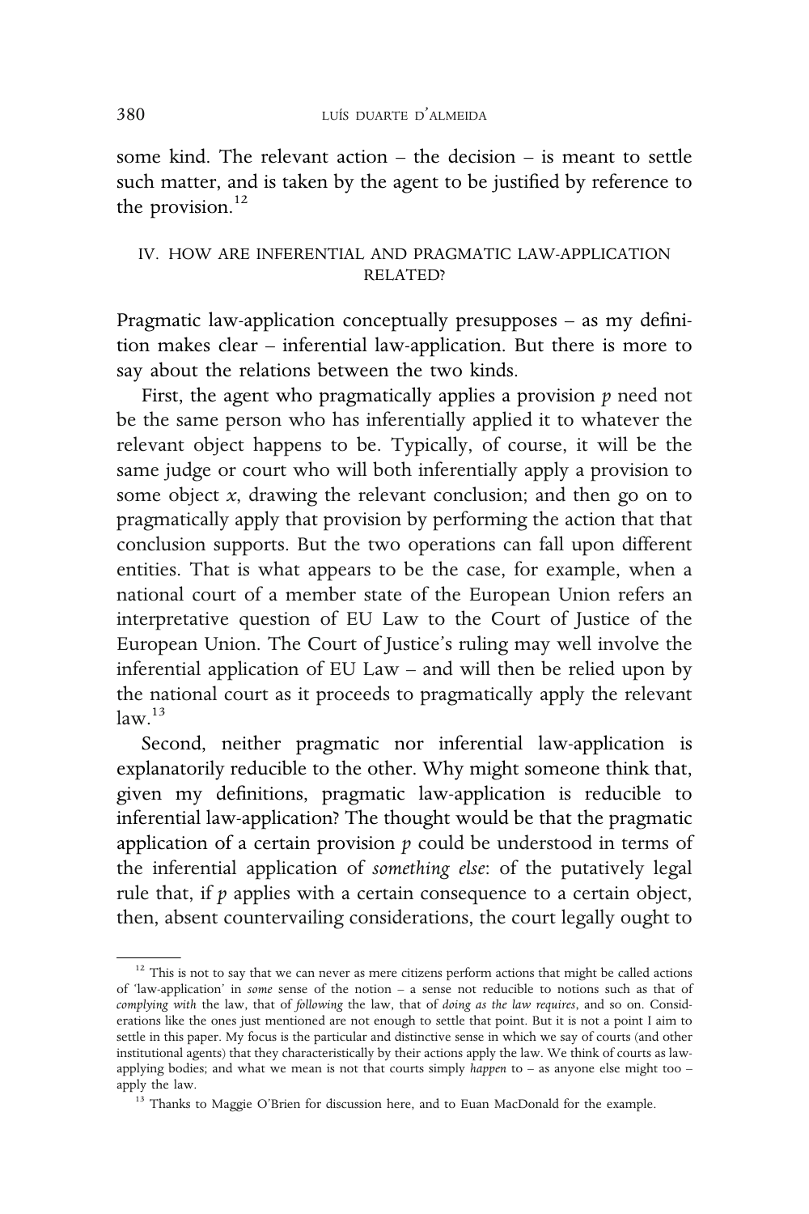some kind. The relevant action – the decision – is meant to settle such matter, and is taken by the agent to be justified by reference to the provision.[12]

## IV. HOW ARE INFERENTIAL AND PRAGMATIC LAW-APPLICATION RELATED?

Pragmatic law-application conceptually presupposes – as my definition makes clear – inferential law-application. But there is more to say about the relations between the two kinds.

First, the agent who pragmatically applies a provision *p* need not be the same person who has inferentially applied it to whatever the relevant object happens to be. Typically, of course, it will be the same judge or court who will both inferentially apply a provision to some object *x*, drawing the relevant conclusion; and then go on to pragmatically apply that provision by performing the action that that conclusion supports. But the two operations can fall upon different entities. That is what appears to be the case, for example, when a national court of a member state of the European Union refers an interpretative question of EU Law to the Court of Justice of the European Union. The Court of Justice's ruling may well involve the inferential application of EU Law – and will then be relied upon by the national court as it proceeds to pragmatically apply the relevant law.[13]

Second, neither pragmatic nor inferential law-application is explanatorily reducible to the other. Why might someone think that, given my definitions, pragmatic law-application is reducible to inferential law-application? The thought would be that the pragmatic application of a certain provision *p* could be understood in terms of the inferential application of *something else*: of the putatively legal rule that, if *p* applies with a certain consequence to a certain object, then, absent countervailing considerations, the court legally ought to

---

[12] This is not to say that we can never as mere citizens perform actions that might be called actions of 'law-application' in *some* sense of the notion – a sense not reducible to notions such as that of *complying with* the law, that of *following* the law, that of *doing as the law requires*, and so on. Considerations like the ones just mentioned are not enough to settle that point. But it is not a point I aim to settle in this paper. My focus is the particular and distinctive sense in which we say of courts (and other institutional agents) that they characteristically by their actions apply the law. We think of courts as law-applying bodies; and what we mean is not that courts simply *happen* to – as anyone else might too – apply the law.

[13] Thanks to Maggie O'Brien for discussion here, and to Euan MacDonald for the example.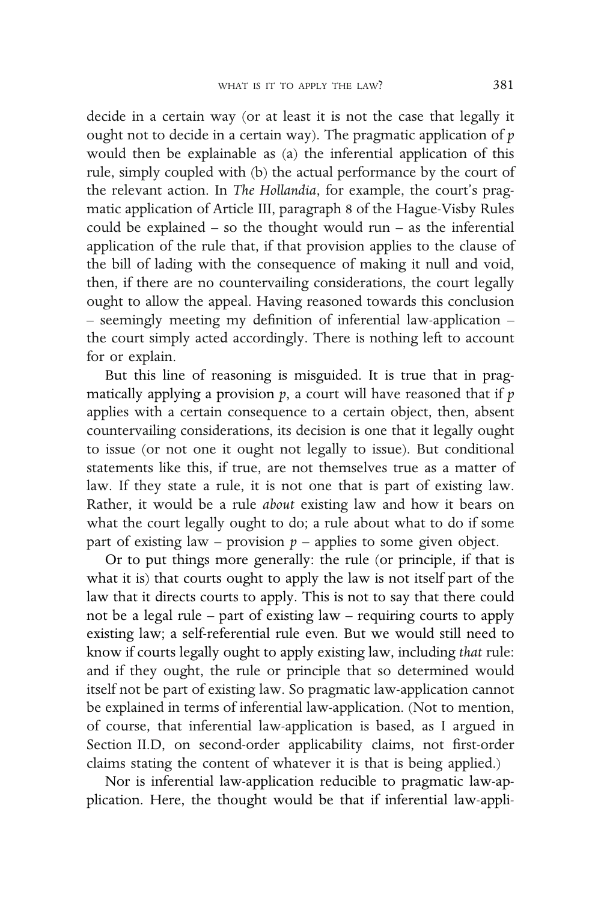decide in a certain way (or at least it is not the case that legally it ought not to decide in a certain way). The pragmatic application of $p$ would then be explainable as (a) the inferential application of this rule, simply coupled with (b) the actual performance by the court of the relevant action. In *The Hollandia*, for example, the court's pragmatic application of Article III, paragraph 8 of the Hague-Visby Rules could be explained – so the thought would run – as the inferential application of the rule that, if that provision applies to the clause of the bill of lading with the consequence of making it null and void, then, if there are no countervailing considerations, the court legally ought to allow the appeal. Having reasoned towards this conclusion – seemingly meeting my definition of inferential law-application – the court simply acted accordingly. There is nothing left to account for or explain.

But this line of reasoning is misguided. It is true that in pragmatically applying a provision $p$, a court will have reasoned that if $p$ applies with a certain consequence to a certain object, then, absent countervailing considerations, its decision is one that it legally ought to issue (or not one it ought not legally to issue). But conditional statements like this, if true, are not themselves true as a matter of law. If they state a rule, it is not one that is part of existing law. Rather, it would be a rule *about* existing law and how it bears on what the court legally ought to do; a rule about what to do if some part of existing law – provision $p$ – applies to some given object.

Or to put things more generally: the rule (or principle, if that is what it is) that courts ought to apply the law is not itself part of the law that it directs courts to apply. This is not to say that there could not be a legal rule – part of existing law – requiring courts to apply existing law; a self-referential rule even. But we would still need to know if courts legally ought to apply existing law, including *that* rule: and if they ought, the rule or principle that so determined would itself not be part of existing law. So pragmatic law-application cannot be explained in terms of inferential law-application. (Not to mention, of course, that inferential law-application is based, as I argued in Section II.D, on second-order applicability claims, not first-order claims stating the content of whatever it is that is being applied.)

Nor is inferential law-application reducible to pragmatic law-application. Here, the thought would be that if inferential law-appli-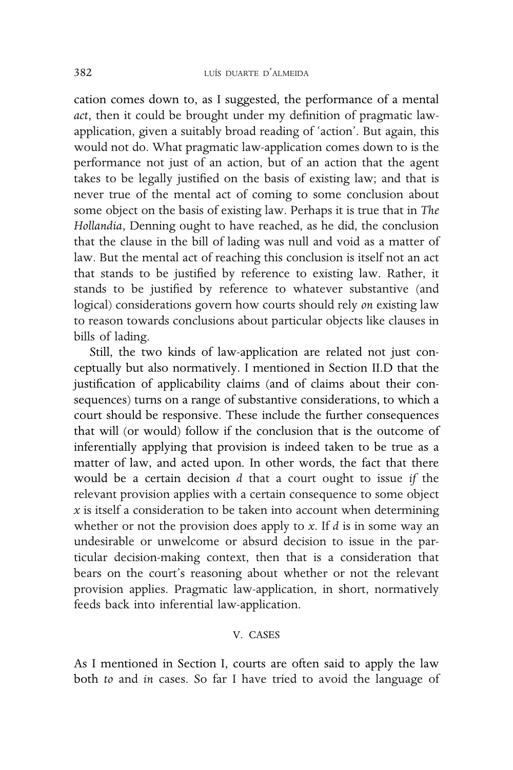cation comes down to, as I suggested, the performance of a mental *act*, then it could be brought under my definition of pragmatic law-application, given a suitably broad reading of 'action'. But again, this would not do. What pragmatic law-application comes down to is the performance not just of an action, but of an action that the agent takes to be legally justified on the basis of existing law; and that is never true of the mental act of coming to some conclusion about some object on the basis of existing law. Perhaps it is true that in *The Hollandia*, Denning ought to have reached, as he did, the conclusion that the clause in the bill of lading was null and void as a matter of law. But the mental act of reaching this conclusion is itself not an act that stands to be justified by reference to existing law. Rather, it stands to be justified by reference to whatever substantive (and logical) considerations govern how courts should rely *on* existing law to reason towards conclusions about particular objects like clauses in bills of lading.

Still, the two kinds of law-application are related not just conceptually but also normatively. I mentioned in Section II.D that the justification of applicability claims (and of claims about their consequences) turns on a range of substantive considerations, to which a court should be responsive. These include the further consequences that will (or would) follow if the conclusion that is the outcome of inferentially applying that provision is indeed taken to be true as a matter of law, and acted upon. In other words, the fact that there would be a certain decision $d$ that a court ought to issue *if* the relevant provision applies with a certain consequence to some object $x$ is itself a consideration to be taken into account when determining whether or not the provision does apply to $x$. If $d$ is in some way an undesirable or unwelcome or absurd decision to issue in the particular decision-making context, then that is a consideration that bears on the court's reasoning about whether or not the relevant provision applies. Pragmatic law-application, in short, normatively feeds back into inferential law-application.

## V. CASES

As I mentioned in Section I, courts are often said to apply the law both *to* and *in* cases. So far I have tried to avoid the language of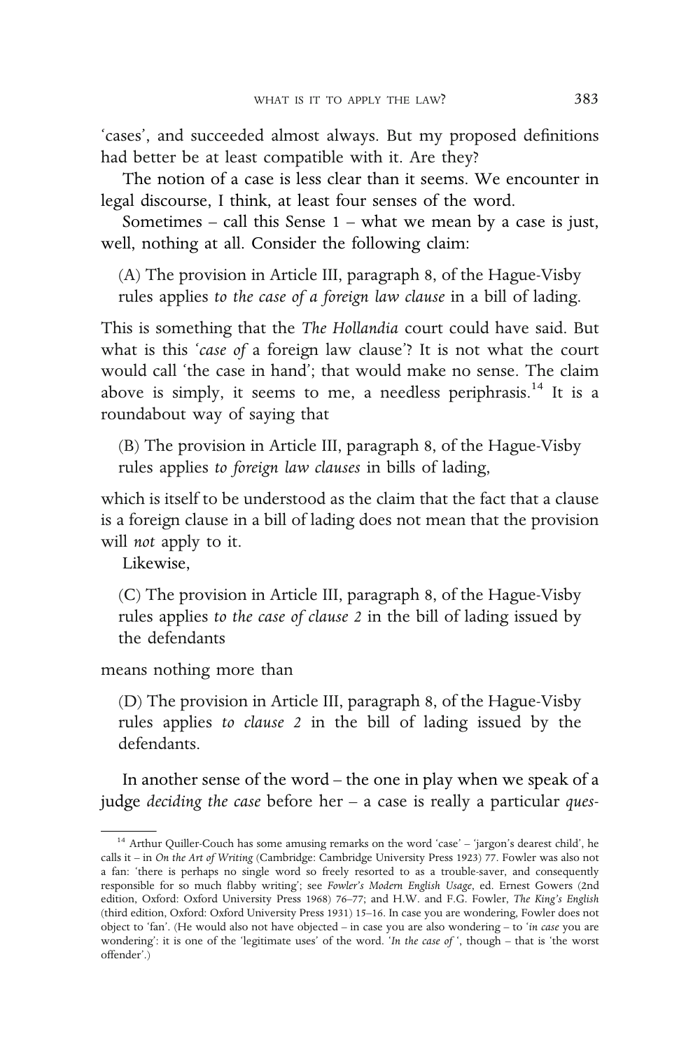'cases', and succeeded almost always. But my proposed definitions had better be at least compatible with it. Are they?

The notion of a case is less clear than it seems. We encounter in legal discourse, I think, at least four senses of the word.

Sometimes – call this Sense 1 – what we mean by a case is just, well, nothing at all. Consider the following claim:

> (A) The provision in Article III, paragraph 8, of the Hague-Visby rules applies *to the case of a foreign law clause* in a bill of lading.

This is something that the *The Hollandia* court could have said. But what is this '*case of* a foreign law clause'? It is not what the court would call 'the case in hand'; that would make no sense. The claim above is simply, it seems to me, a needless periphrasis.[14] It is a roundabout way of saying that

> (B) The provision in Article III, paragraph 8, of the Hague-Visby rules applies *to foreign law clauses* in bills of lading,

which is itself to be understood as the claim that the fact that a clause is a foreign clause in a bill of lading does not mean that the provision will *not* apply to it.

Likewise,

> (C) The provision in Article III, paragraph 8, of the Hague-Visby rules applies *to the case of clause 2* in the bill of lading issued by the defendants

means nothing more than

> (D) The provision in Article III, paragraph 8, of the Hague-Visby rules applies *to clause 2* in the bill of lading issued by the defendants.

In another sense of the word – the one in play when we speak of a judge *deciding the case* before her – a case is really a particular *ques-*

[14] Arthur Quiller-Couch has some amusing remarks on the word 'case' – 'jargon's dearest child', he calls it – in *On the Art of Writing* (Cambridge: Cambridge University Press 1923) 77. Fowler was also not a fan: 'there is perhaps no single word so freely resorted to as a trouble-saver, and consequently responsible for so much flabby writing'; see *Fowler's Modern English Usage*, ed. Ernest Gowers (2nd edition, Oxford: Oxford University Press 1968) 76–77; and H.W. and F.G. Fowler, *The King's English* (third edition, Oxford: Oxford University Press 1931) 15–16. In case you are wondering, Fowler does not object to 'fan'. (He would also not have objected – in case you are also wondering – to '*in case* you are wondering': it is one of the 'legitimate uses' of the word. '*In the case of* ', though – that is 'the worst offender'.)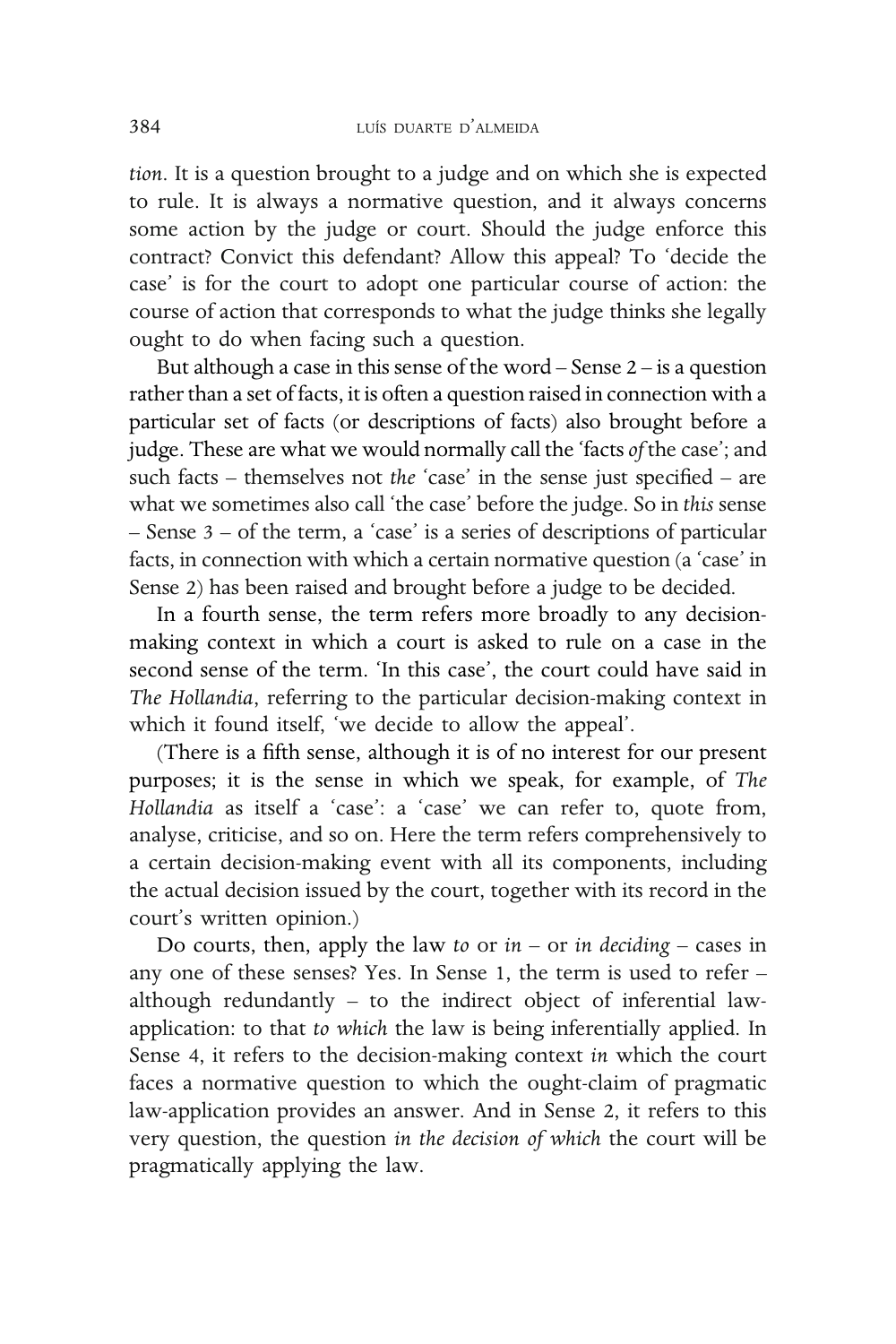*tion*. It is a question brought to a judge and on which she is expected to rule. It is always a normative question, and it always concerns some action by the judge or court. Should the judge enforce this contract? Convict this defendant? Allow this appeal? To 'decide the case' is for the court to adopt one particular course of action: the course of action that corresponds to what the judge thinks she legally ought to do when facing such a question.

But although a case in this sense of the word – Sense 2 – is a question rather than a set of facts, it is often a question raised in connection with a particular set of facts (or descriptions of facts) also brought before a judge. These are what we would normally call the 'facts *of* the case'; and such facts – themselves not *the* 'case' in the sense just specified – are what we sometimes also call 'the case' before the judge. So in *this* sense – Sense 3 – of the term, a 'case' is a series of descriptions of particular facts, in connection with which a certain normative question (a 'case' in Sense 2) has been raised and brought before a judge to be decided.

In a fourth sense, the term refers more broadly to any decision-making context in which a court is asked to rule on a case in the second sense of the term. 'In this case', the court could have said in *The Hollandia*, referring to the particular decision-making context in which it found itself, 'we decide to allow the appeal'.

(There is a fifth sense, although it is of no interest for our present purposes; it is the sense in which we speak, for example, of *The Hollandia* as itself a 'case': a 'case' we can refer to, quote from, analyse, criticise, and so on. Here the term refers comprehensively to a certain decision-making event with all its components, including the actual decision issued by the court, together with its record in the court's written opinion.)

Do courts, then, apply the law *to* or *in* – or *in deciding* – cases in any one of these senses? Yes. In Sense 1, the term is used to refer – although redundantly – to the indirect object of inferential law-application: to that *to which* the law is being inferentially applied. In Sense 4, it refers to the decision-making context *in* which the court faces a normative question to which the ought-claim of pragmatic law-application provides an answer. And in Sense 2, it refers to this very question, the question *in the decision of which* the court will be pragmatically applying the law.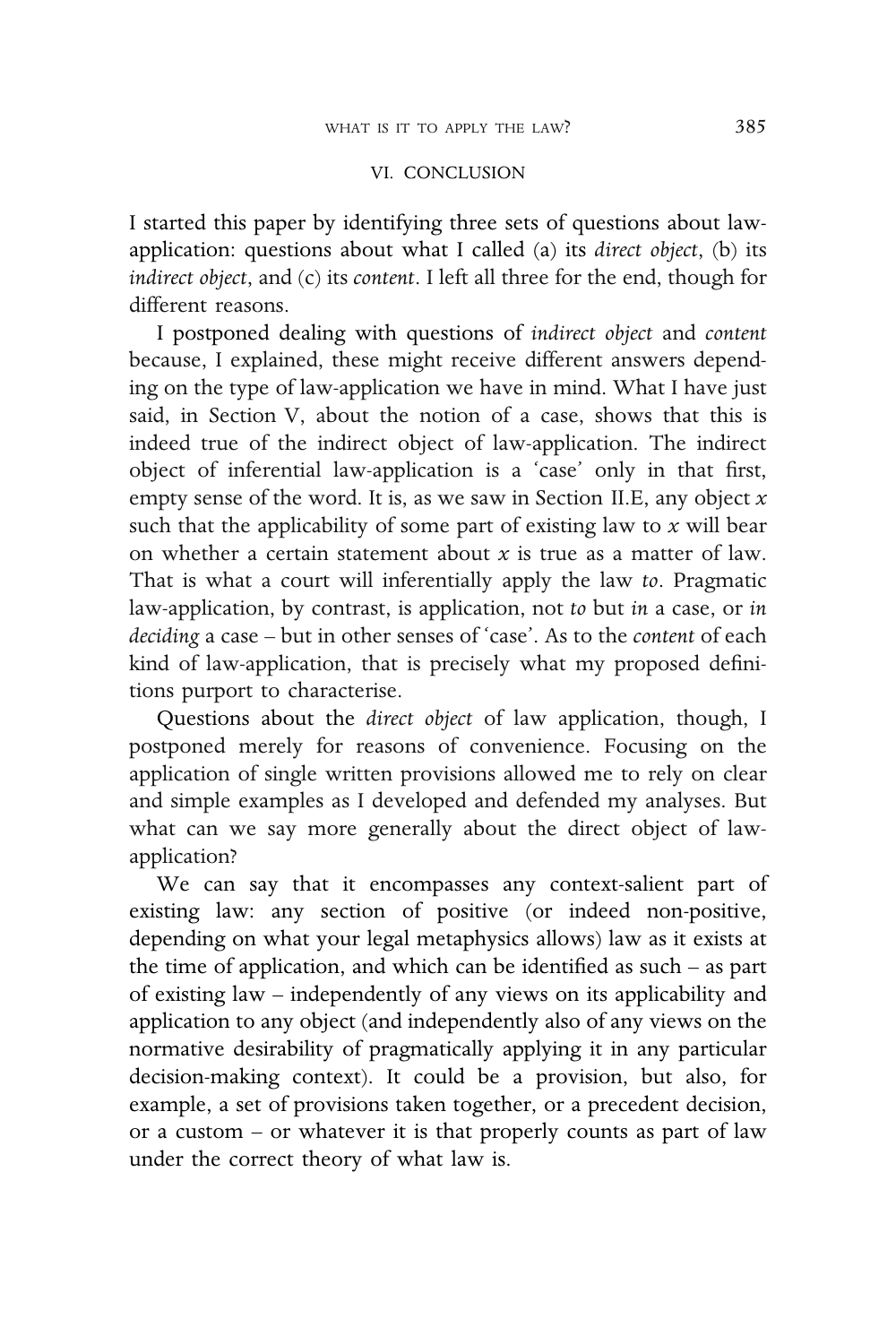## VI. CONCLUSION

I started this paper by identifying three sets of questions about law-application: questions about what I called (a) its *direct object*, (b) its *indirect object*, and (c) its *content*. I left all three for the end, though for different reasons.

I postponed dealing with questions of *indirect object* and *content* because, I explained, these might receive different answers depending on the type of law-application we have in mind. What I have just said, in Section V, about the notion of a case, shows that this is indeed true of the indirect object of law-application. The indirect object of inferential law-application is a 'case' only in that first, empty sense of the word. It is, as we saw in Section II.E, any object $x$ such that the applicability of some part of existing law to $x$ will bear on whether a certain statement about $x$ is true as a matter of law. That is what a court will inferentially apply the law *to*. Pragmatic law-application, by contrast, is application, not *to* but *in* a case, or *in deciding* a case – but in other senses of 'case'. As to the *content* of each kind of law-application, that is precisely what my proposed definitions purport to characterise.

Questions about the *direct object* of law application, though, I postponed merely for reasons of convenience. Focusing on the application of single written provisions allowed me to rely on clear and simple examples as I developed and defended my analyses. But what can we say more generally about the direct object of law-application?

We can say that it encompasses any context-salient part of existing law: any section of positive (or indeed non-positive, depending on what your legal metaphysics allows) law as it exists at the time of application, and which can be identified as such – as part of existing law – independently of any views on its applicability and application to any object (and independently also of any views on the normative desirability of pragmatically applying it in any particular decision-making context). It could be a provision, but also, for example, a set of provisions taken together, or a precedent decision, or a custom – or whatever it is that properly counts as part of law under the correct theory of what law is.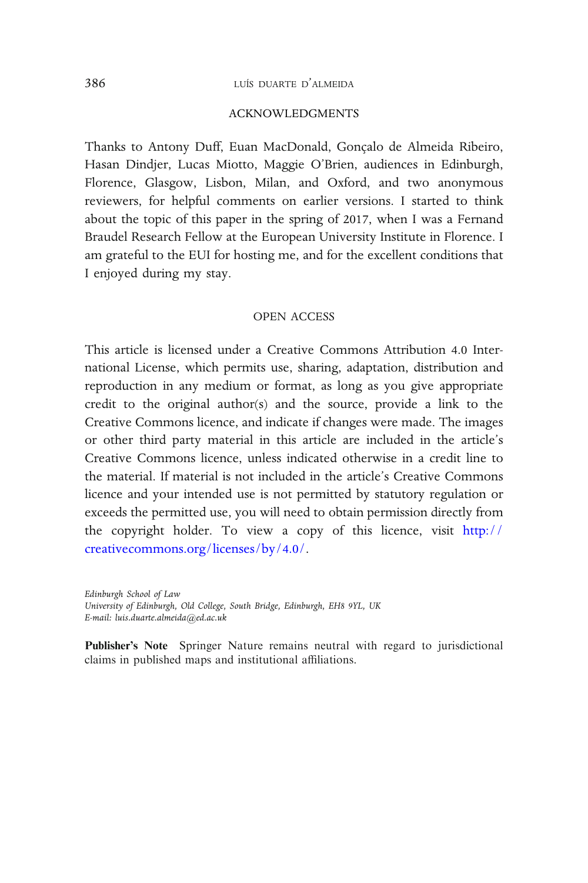## ACKNOWLEDGMENTS

Thanks to Antony Duff, Euan MacDonald, Gonçalo de Almeida Ribeiro, Hasan Dindjer, Lucas Miotto, Maggie O'Brien, audiences in Edinburgh, Florence, Glasgow, Lisbon, Milan, and Oxford, and two anonymous reviewers, for helpful comments on earlier versions. I started to think about the topic of this paper in the spring of 2017, when I was a Fernand Braudel Research Fellow at the European University Institute in Florence. I am grateful to the EUI for hosting me, and for the excellent conditions that I enjoyed during my stay.

## OPEN ACCESS

This article is licensed under a Creative Commons Attribution 4.0 International License, which permits use, sharing, adaptation, distribution and reproduction in any medium or format, as long as you give appropriate credit to the original author(s) and the source, provide a link to the Creative Commons licence, and indicate if changes were made. The images or other third party material in this article are included in the article's Creative Commons licence, unless indicated otherwise in a credit line to the material. If material is not included in the article's Creative Commons licence and your intended use is not permitted by statutory regulation or exceeds the permitted use, you will need to obtain permission directly from the copyright holder. To view a copy of this licence, visit http://creativecommons.org/licenses/by/4.0/.

*Edinburgh School of Law*
*University of Edinburgh, Old College, South Bridge, Edinburgh, EH8 9YL, UK*
*E-mail: luis.duarte.almeida@ed.ac.uk*

**Publisher's Note** Springer Nature remains neutral with regard to jurisdictional claims in published maps and institutional affiliations.